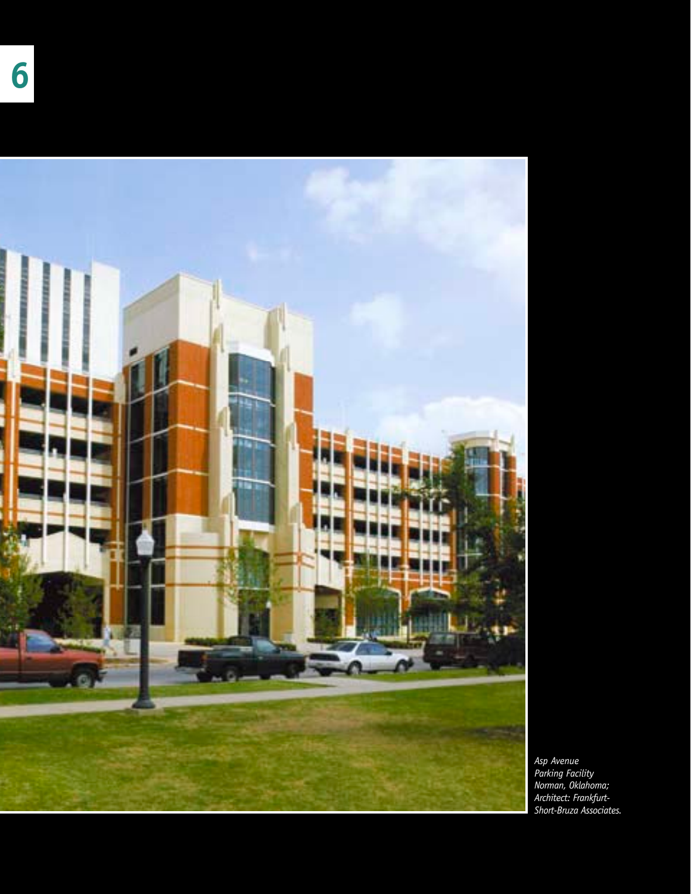# 6

*Asp Avenue Parking Facility Norman, Oklahoma; Architect: Frankfurt-Short-Bruza Associates.*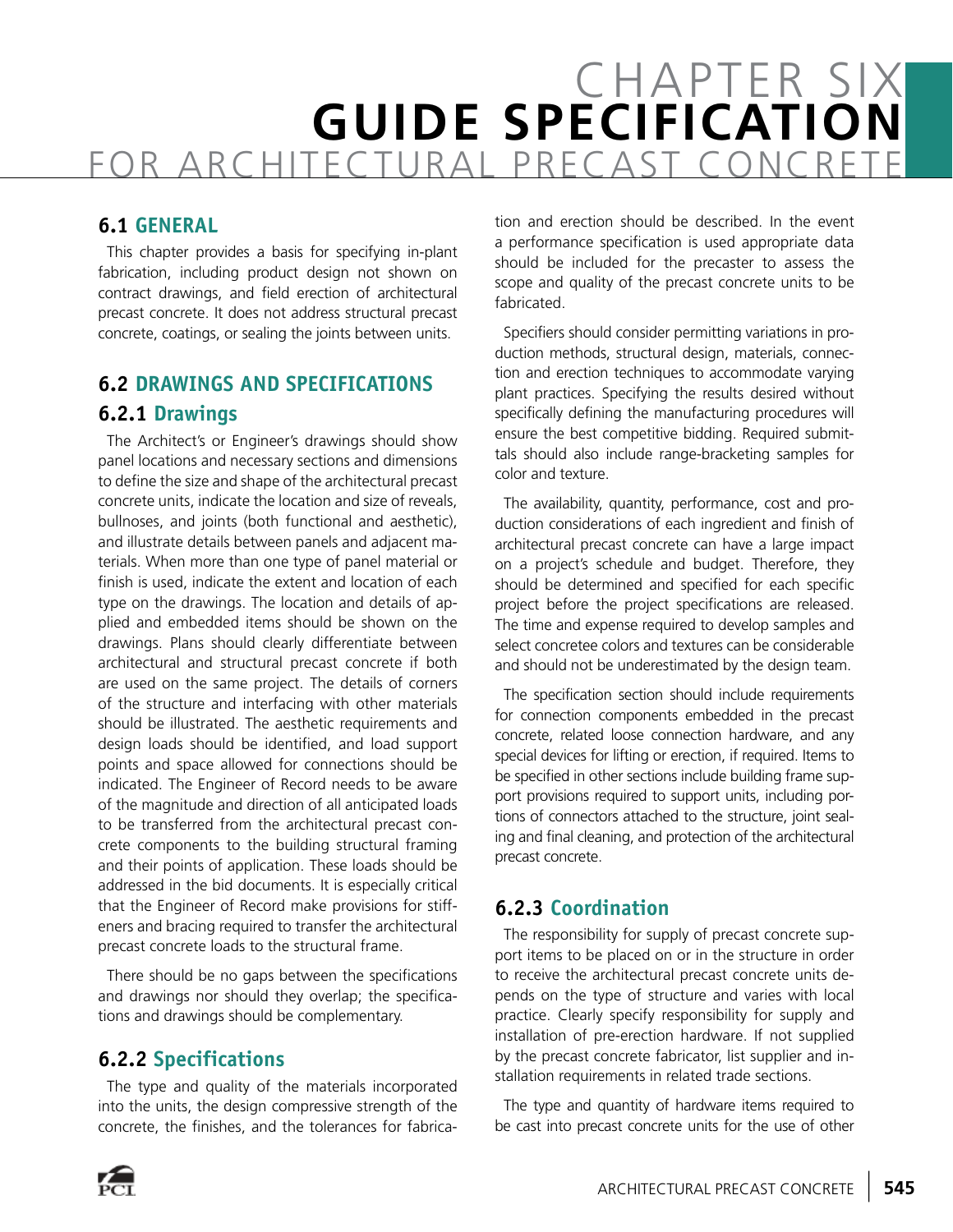# CHAPTER SIX
# GUIDE SPECIFICATION
# FOR ARCHITECTURAL PRECAST CONCRETE

## 6.1 GENERAL

This chapter provides a basis for specifying in-plant fabrication, including product design not shown on contract drawings, and field erection of architectural precast concrete. It does not address structural precast concrete, coatings, or sealing the joints between units.

## 6.2 DRAWINGS AND SPECIFICATIONS

### 6.2.1 Drawings

The Architect's or Engineer's drawings should show panel locations and necessary sections and dimensions to define the size and shape of the architectural precast concrete units, indicate the location and size of reveals, bullnoses, and joints (both functional and aesthetic), and illustrate details between panels and adjacent materials. When more than one type of panel material or finish is used, indicate the extent and location of each type on the drawings. The location and details of applied and embedded items should be shown on the drawings. Plans should clearly differentiate between architectural and structural precast concrete if both are used on the same project. The details of corners of the structure and interfacing with other materials should be illustrated. The aesthetic requirements and design loads should be identified, and load support points and space allowed for connections should be indicated. The Engineer of Record needs to be aware of the magnitude and direction of all anticipated loads to be transferred from the architectural precast concrete components to the building structural framing and their points of application. These loads should be addressed in the bid documents. It is especially critical that the Engineer of Record make provisions for stiffeners and bracing required to transfer the architectural precast concrete loads to the structural frame.

There should be no gaps between the specifications and drawings nor should they overlap; the specifications and drawings should be complementary.

### 6.2.2 Specifications

The type and quality of the materials incorporated into the units, the design compressive strength of the concrete, the finishes, and the tolerances for fabrication and erection should be described. In the event a performance specification is used appropriate data should be included for the precaster to assess the scope and quality of the precast concrete units to be fabricated.

Specifiers should consider permitting variations in production methods, structural design, materials, connection and erection techniques to accommodate varying plant practices. Specifying the results desired without specifically defining the manufacturing procedures will ensure the best competitive bidding. Required submittals should also include range-bracketing samples for color and texture.

The availability, quantity, performance, cost and production considerations of each ingredient and finish of architectural precast concrete can have a large impact on a project's schedule and budget. Therefore, they should be determined and specified for each specific project before the project specifications are released. The time and expense required to develop samples and select concretee colors and textures can be considerable and should not be underestimated by the design team.

The specification section should include requirements for connection components embedded in the precast concrete, related loose connection hardware, and any special devices for lifting or erection, if required. Items to be specified in other sections include building frame support provisions required to support units, including portions of connectors attached to the structure, joint sealing and final cleaning, and protection of the architectural precast concrete.

### 6.2.3 Coordination

The responsibility for supply of precast concrete support items to be placed on or in the structure in order to receive the architectural precast concrete units depends on the type of structure and varies with local practice. Clearly specify responsibility for supply and installation of pre-erection hardware. If not supplied by the precast concrete fabricator, list supplier and installation requirements in related trade sections.

The type and quantity of hardware items required to be cast into precast concrete units for the use of other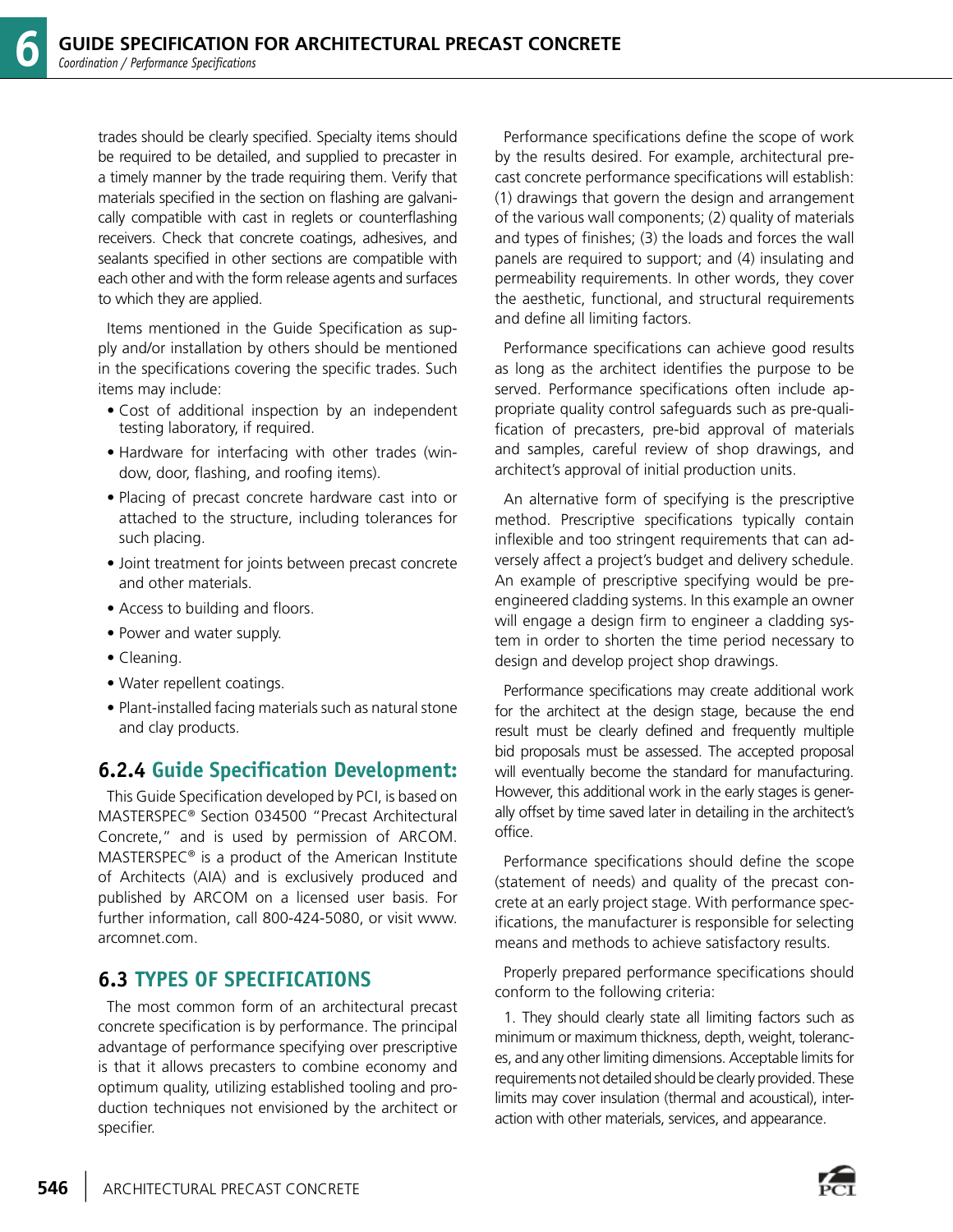trades should be clearly specified. Specialty items should be required to be detailed, and supplied to precaster in a timely manner by the trade requiring them. Verify that materials specified in the section on flashing are galvanically compatible with cast in reglets or counterflashing receivers. Check that concrete coatings, adhesives, and sealants specified in other sections are compatible with each other and with the form release agents and surfaces to which they are applied.

Items mentioned in the Guide Specification as supply and/or installation by others should be mentioned in the specifications covering the specific trades. Such items may include:

- Cost of additional inspection by an independent testing laboratory, if required.
- Hardware for interfacing with other trades (window, door, flashing, and roofing items).
- Placing of precast concrete hardware cast into or attached to the structure, including tolerances for such placing.
- Joint treatment for joints between precast concrete and other materials.
- Access to building and floors.
- Power and water supply.
- Cleaning.
- Water repellent coatings.
- Plant-installed facing materials such as natural stone and clay products.

### 6.2.4 Guide Specification Development:

This Guide Specification developed by PCI, is based on MASTERSPEC® Section 034500 "Precast Architectural Concrete," and is used by permission of ARCOM. MASTERSPEC® is a product of the American Institute of Architects (AIA) and is exclusively produced and published by ARCOM on a licensed user basis. For further information, call 800-424-5080, or visit www.arcomnet.com.

## 6.3 TYPES OF SPECIFICATIONS

The most common form of an architectural precast concrete specification is by performance. The principal advantage of performance specifying over prescriptive is that it allows precasters to combine economy and optimum quality, utilizing established tooling and production techniques not envisioned by the architect or specifier.

Performance specifications define the scope of work by the results desired. For example, architectural precast concrete performance specifications will establish: (1) drawings that govern the design and arrangement of the various wall components; (2) quality of materials and types of finishes; (3) the loads and forces the wall panels are required to support; and (4) insulating and permeability requirements. In other words, they cover the aesthetic, functional, and structural requirements and define all limiting factors.

Performance specifications can achieve good results as long as the architect identifies the purpose to be served. Performance specifications often include appropriate quality control safeguards such as pre-qualification of precasters, pre-bid approval of materials and samples, careful review of shop drawings, and architect's approval of initial production units.

An alternative form of specifying is the prescriptive method. Prescriptive specifications typically contain inflexible and too stringent requirements that can adversely affect a project's budget and delivery schedule. An example of prescriptive specifying would be pre-engineered cladding systems. In this example an owner will engage a design firm to engineer a cladding system in order to shorten the time period necessary to design and develop project shop drawings.

Performance specifications may create additional work for the architect at the design stage, because the end result must be clearly defined and frequently multiple bid proposals must be assessed. The accepted proposal will eventually become the standard for manufacturing. However, this additional work in the early stages is generally offset by time saved later in detailing in the architect's office.

Performance specifications should define the scope (statement of needs) and quality of the precast concrete at an early project stage. With performance specifications, the manufacturer is responsible for selecting means and methods to achieve satisfactory results.

Properly prepared performance specifications should conform to the following criteria:

1. They should clearly state all limiting factors such as minimum or maximum thickness, depth, weight, tolerances, and any other limiting dimensions. Acceptable limits for requirements not detailed should be clearly provided. These limits may cover insulation (thermal and acoustical), interaction with other materials, services, and appearance.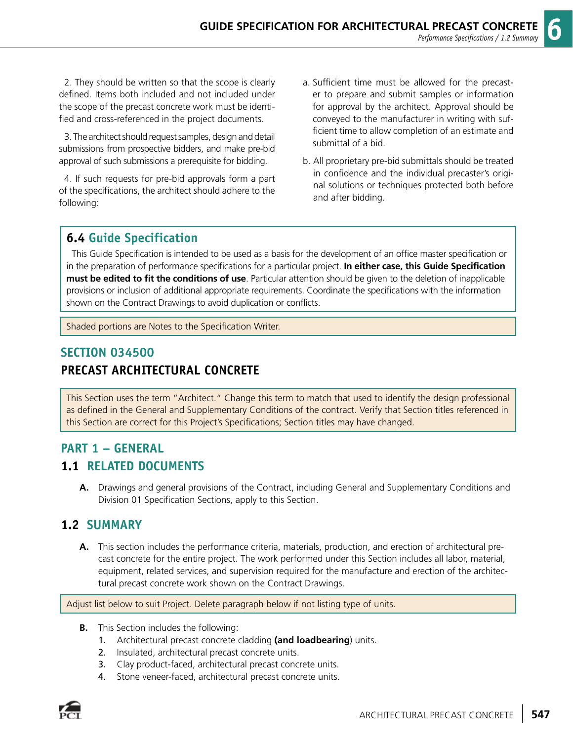2. They should be written so that the scope is clearly defined. Items both included and not included under the scope of the precast concrete work must be identified and cross-referenced in the project documents.

3. The architect should request samples, design and detail submissions from prospective bidders, and make pre-bid approval of such submissions a prerequisite for bidding.

4. If such requests for pre-bid approvals form a part of the specifications, the architect should adhere to the following:

a. Sufficient time must be allowed for the precaster to prepare and submit samples or information for approval by the architect. Approval should be conveyed to the manufacturer in writing with sufficient time to allow completion of an estimate and submittal of a bid.

b. All proprietary pre-bid submittals should be treated in confidence and the individual precaster's original solutions or techniques protected both before and after bidding.

## 6.4 Guide Specification

This Guide Specification is intended to be used as a basis for the development of an office master specification or in the preparation of performance specifications for a particular project. **In either case, this Guide Specification must be edited to fit the conditions of use**. Particular attention should be given to the deletion of inapplicable provisions or inclusion of additional appropriate requirements. Coordinate the specifications with the information shown on the Contract Drawings to avoid duplication or conflicts.

Shaded portions are Notes to the Specification Writer.

## SECTION 034500

## PRECAST ARCHITECTURAL CONCRETE

This Section uses the term "Architect." Change this term to match that used to identify the design professional as defined in the General and Supplementary Conditions of the contract. Verify that Section titles referenced in this Section are correct for this Project's Specifications; Section titles may have changed.

## PART 1 – GENERAL

### 1.1 RELATED DOCUMENTS

**A.** Drawings and general provisions of the Contract, including General and Supplementary Conditions and Division 01 Specification Sections, apply to this Section.

### 1.2 SUMMARY

**A.** This section includes the performance criteria, materials, production, and erection of architectural precast concrete for the entire project. The work performed under this Section includes all labor, material, equipment, related services, and supervision required for the manufacture and erection of the architectural precast concrete work shown on the Contract Drawings.

Adjust list below to suit Project. Delete paragraph below if not listing type of units.

**B.** This Section includes the following:

1. Architectural precast concrete cladding **(and loadbearing**) units.
2. Insulated, architectural precast concrete units.
3. Clay product-faced, architectural precast concrete units.
4. Stone veneer-faced, architectural precast concrete units.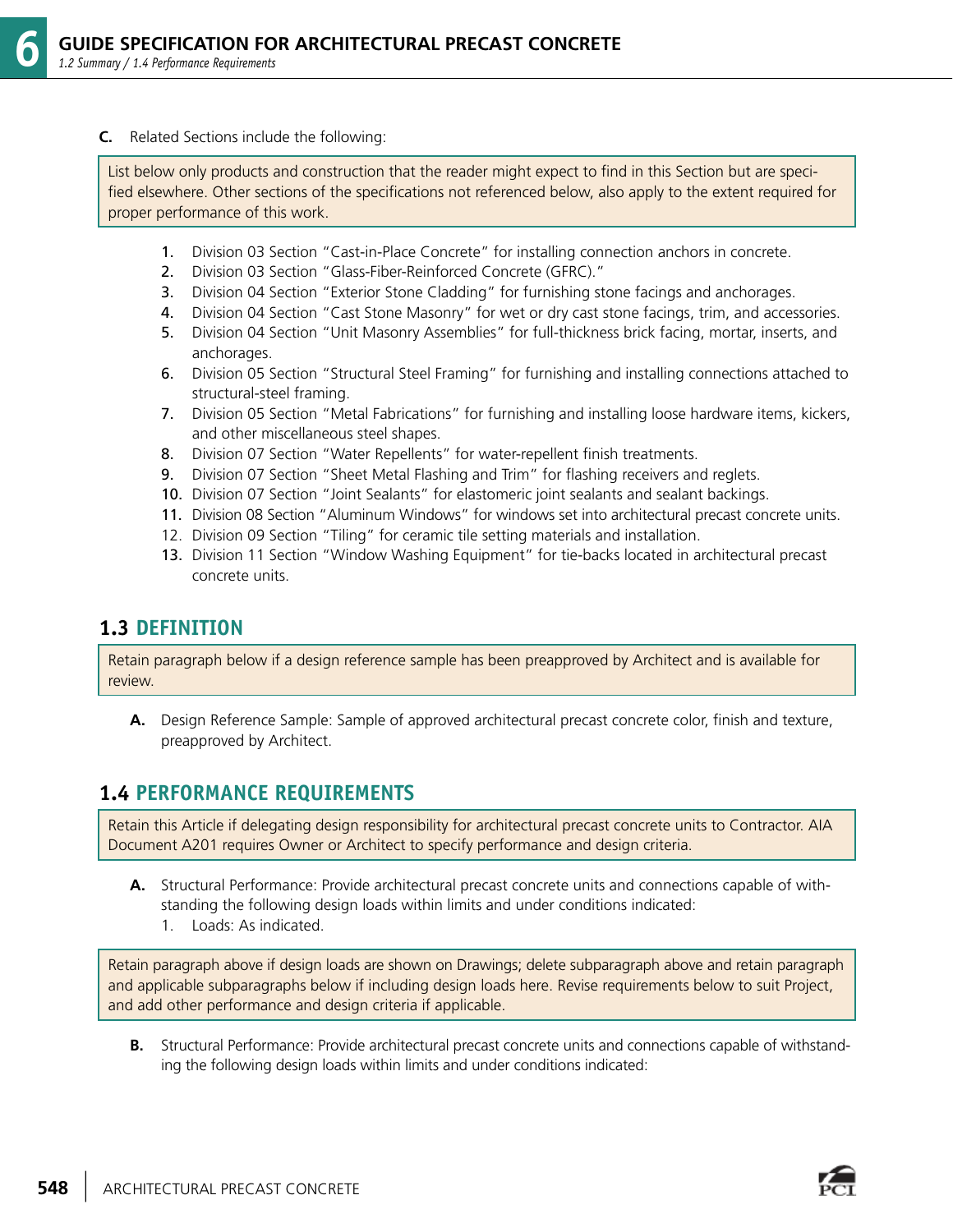**C.** Related Sections include the following:

> List below only products and construction that the reader might expect to find in this Section but are specified elsewhere. Other sections of the specifications not referenced below, also apply to the extent required for proper performance of this work.

1. Division 03 Section "Cast-in-Place Concrete" for installing connection anchors in concrete.
2. Division 03 Section "Glass-Fiber-Reinforced Concrete (GFRC)."
3. Division 04 Section "Exterior Stone Cladding" for furnishing stone facings and anchorages.
4. Division 04 Section "Cast Stone Masonry" for wet or dry cast stone facings, trim, and accessories.
5. Division 04 Section "Unit Masonry Assemblies" for full-thickness brick facing, mortar, inserts, and anchorages.
6. Division 05 Section "Structural Steel Framing" for furnishing and installing connections attached to structural-steel framing.
7. Division 05 Section "Metal Fabrications" for furnishing and installing loose hardware items, kickers, and other miscellaneous steel shapes.
8. Division 07 Section "Water Repellents" for water-repellent finish treatments.
9. Division 07 Section "Sheet Metal Flashing and Trim" for flashing receivers and reglets.
10. Division 07 Section "Joint Sealants" for elastomeric joint sealants and sealant backings.
11. Division 08 Section "Aluminum Windows" for windows set into architectural precast concrete units.
12. Division 09 Section "Tiling" for ceramic tile setting materials and installation.
13. Division 11 Section "Window Washing Equipment" for tie-backs located in architectural precast concrete units.

## 1.3 DEFINITION

> Retain paragraph below if a design reference sample has been preapproved by Architect and is available for review.

**A.** Design Reference Sample: Sample of approved architectural precast concrete color, finish and texture, preapproved by Architect.

## 1.4 PERFORMANCE REQUIREMENTS

> Retain this Article if delegating design responsibility for architectural precast concrete units to Contractor. AIA Document A201 requires Owner or Architect to specify performance and design criteria.

**A.** Structural Performance: Provide architectural precast concrete units and connections capable of withstanding the following design loads within limits and under conditions indicated:

1. Loads: As indicated.

> Retain paragraph above if design loads are shown on Drawings; delete subparagraph above and retain paragraph and applicable subparagraphs below if including design loads here. Revise requirements below to suit Project, and add other performance and design criteria if applicable.

**B.** Structural Performance: Provide architectural precast concrete units and connections capable of withstanding the following design loads within limits and under conditions indicated: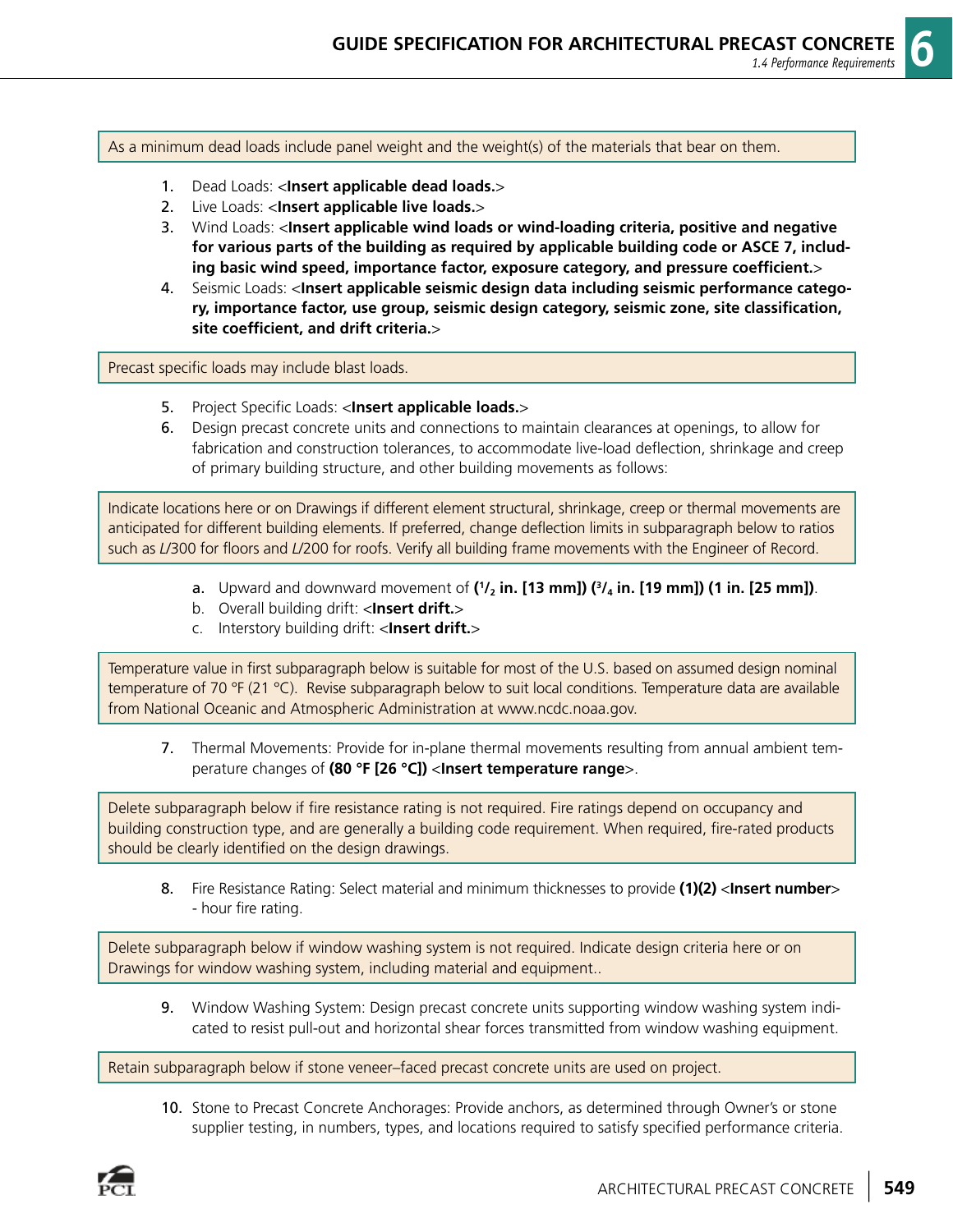> As a minimum dead loads include panel weight and the weight(s) of the materials that bear on them.

1. Dead Loads: <**Insert applicable dead loads.**>
2. Live Loads: <**Insert applicable live loads.**>
3. Wind Loads: <**Insert applicable wind loads or wind-loading criteria, positive and negative for various parts of the building as required by applicable building code or ASCE 7, including basic wind speed, importance factor, exposure category, and pressure coefficient.**>
4. Seismic Loads: <**Insert applicable seismic design data including seismic performance category, importance factor, use group, seismic design category, seismic zone, site classification, site coefficient, and drift criteria.**>

> Precast specific loads may include blast loads.

5. Project Specific Loads: <**Insert applicable loads.**>
6. Design precast concrete units and connections to maintain clearances at openings, to allow for fabrication and construction tolerances, to accommodate live-load deflection, shrinkage and creep of primary building structure, and other building movements as follows:

> Indicate locations here or on Drawings if different element structural, shrinkage, creep or thermal movements are anticipated for different building elements. If preferred, change deflection limits in subparagraph below to ratios such as *L*/300 for floors and *L*/200 for roofs. Verify all building frame movements with the Engineer of Record.

   a. Upward and downward movement of **(1/2 in. [13 mm]) (3/4 in. [19 mm]) (1 in. [25 mm])**.
   b. Overall building drift: <**Insert drift.**>
   c. Interstory building drift: <**Insert drift.**>

> Temperature value in first subparagraph below is suitable for most of the U.S. based on assumed design nominal temperature of 70 °F (21 °C). Revise subparagraph below to suit local conditions. Temperature data are available from National Oceanic and Atmospheric Administration at www.ncdc.noaa.gov.

7. Thermal Movements: Provide for in-plane thermal movements resulting from annual ambient temperature changes of **(80 °F [26 °C])** <**Insert temperature range**>.

> Delete subparagraph below if fire resistance rating is not required. Fire ratings depend on occupancy and building construction type, and are generally a building code requirement. When required, fire-rated products should be clearly identified on the design drawings.

8. Fire Resistance Rating: Select material and minimum thicknesses to provide **(1)(2)** <**Insert number**> - hour fire rating.

> Delete subparagraph below if window washing system is not required. Indicate design criteria here or on Drawings for window washing system, including material and equipment..

9. Window Washing System: Design precast concrete units supporting window washing system indicated to resist pull-out and horizontal shear forces transmitted from window washing equipment.

> Retain subparagraph below if stone veneer–faced precast concrete units are used on project.

10. Stone to Precast Concrete Anchorages: Provide anchors, as determined through Owner's or stone supplier testing, in numbers, types, and locations required to satisfy specified performance criteria.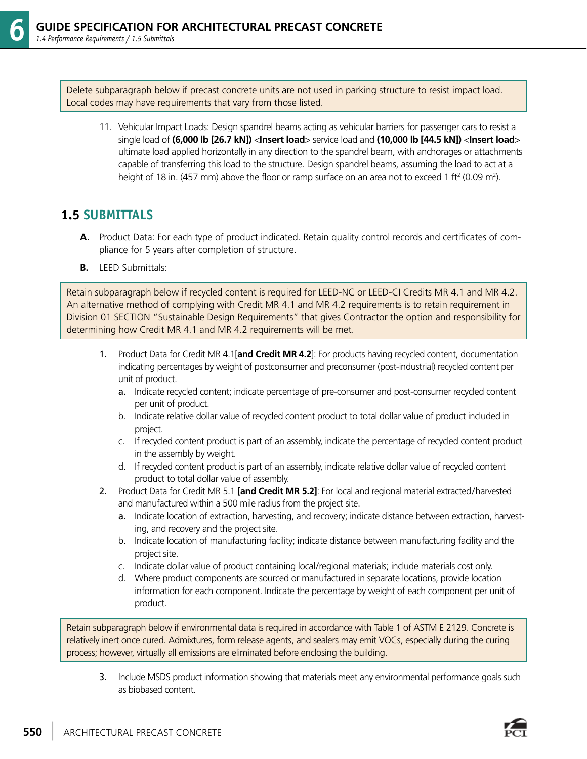Delete subparagraph below if precast concrete units are not used in parking structure to resist impact load. Local codes may have requirements that vary from those listed.

11. Vehicular Impact Loads: Design spandrel beams acting as vehicular barriers for passenger cars to resist a single load of **(6,000 lb [26.7 kN])** <**Insert load**> service load and **(10,000 lb [44.5 kN])** <**Insert load**> ultimate load applied horizontally in any direction to the spandrel beam, with anchorages or attachments capable of transferring this load to the structure. Design spandrel beams, assuming the load to act at a height of 18 in. (457 mm) above the floor or ramp surface on an area not to exceed 1 ft$^2$ (0.09 m$^2$).

## 1.5 SUBMITTALS

**A.** Product Data: For each type of product indicated. Retain quality control records and certificates of compliance for 5 years after completion of structure.

**B.** LEED Submittals:

Retain subparagraph below if recycled content is required for LEED-NC or LEED-CI Credits MR 4.1 and MR 4.2. An alternative method of complying with Credit MR 4.1 and MR 4.2 requirements is to retain requirement in Division 01 SECTION "Sustainable Design Requirements" that gives Contractor the option and responsibility for determining how Credit MR 4.1 and MR 4.2 requirements will be met.

1. Product Data for Credit MR 4.1[**and Credit MR 4.2**]: For products having recycled content, documentation indicating percentages by weight of postconsumer and preconsumer (post-industrial) recycled content per unit of product.
   a. Indicate recycled content; indicate percentage of pre-consumer and post-consumer recycled content per unit of product.
   b. Indicate relative dollar value of recycled content product to total dollar value of product included in project.
   c. If recycled content product is part of an assembly, indicate the percentage of recycled content product in the assembly by weight.
   d. If recycled content product is part of an assembly, indicate relative dollar value of recycled content product to total dollar value of assembly.
2. Product Data for Credit MR 5.1 **[and Credit MR 5.2]**: For local and regional material extracted/harvested and manufactured within a 500 mile radius from the project site.
   a. Indicate location of extraction, harvesting, and recovery; indicate distance between extraction, harvesting, and recovery and the project site.
   b. Indicate location of manufacturing facility; indicate distance between manufacturing facility and the project site.
   c. Indicate dollar value of product containing local/regional materials; include materials cost only.
   d. Where product components are sourced or manufactured in separate locations, provide location information for each component. Indicate the percentage by weight of each component per unit of product.

Retain subparagraph below if environmental data is required in accordance with Table 1 of ASTM E 2129. Concrete is relatively inert once cured. Admixtures, form release agents, and sealers may emit VOCs, especially during the curing process; however, virtually all emissions are eliminated before enclosing the building.

3. Include MSDS product information showing that materials meet any environmental performance goals such as biobased content.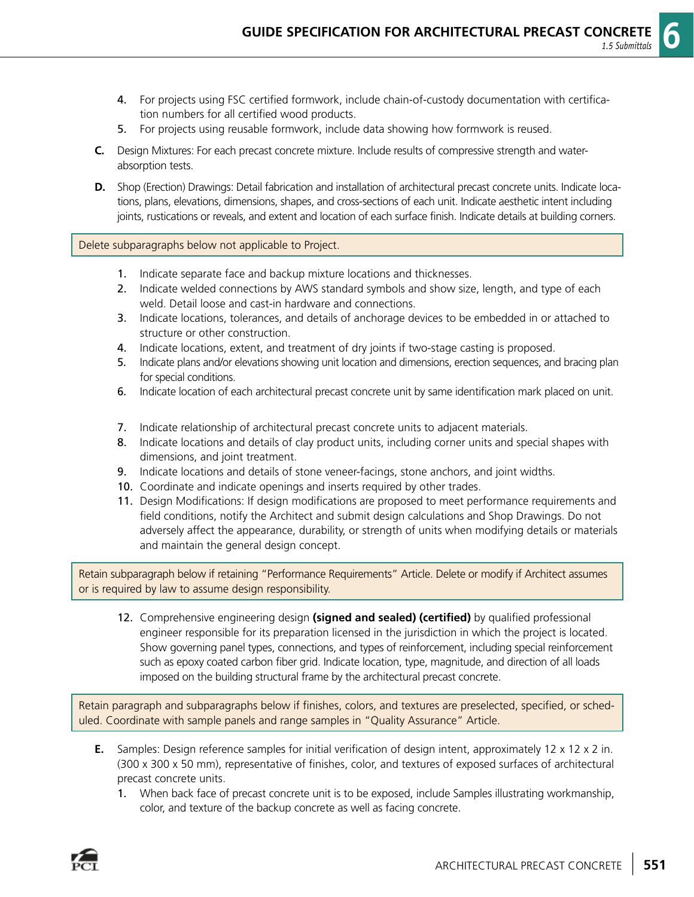4. For projects using FSC certified formwork, include chain-of-custody documentation with certification numbers for all certified wood products.
5. For projects using reusable formwork, include data showing how formwork is reused.

**C.** Design Mixtures: For each precast concrete mixture. Include results of compressive strength and water-absorption tests.

**D.** Shop (Erection) Drawings: Detail fabrication and installation of architectural precast concrete units. Indicate locations, plans, elevations, dimensions, shapes, and cross-sections of each unit. Indicate aesthetic intent including joints, rustications or reveals, and extent and location of each surface finish. Indicate details at building corners.

> Delete subparagraphs below not applicable to Project.

1. Indicate separate face and backup mixture locations and thicknesses.
2. Indicate welded connections by AWS standard symbols and show size, length, and type of each weld. Detail loose and cast-in hardware and connections.
3. Indicate locations, tolerances, and details of anchorage devices to be embedded in or attached to structure or other construction.
4. Indicate locations, extent, and treatment of dry joints if two-stage casting is proposed.
5. Indicate plans and/or elevations showing unit location and dimensions, erection sequences, and bracing plan for special conditions.
6. Indicate location of each architectural precast concrete unit by same identification mark placed on unit.
7. Indicate relationship of architectural precast concrete units to adjacent materials.
8. Indicate locations and details of clay product units, including corner units and special shapes with dimensions, and joint treatment.
9. Indicate locations and details of stone veneer-facings, stone anchors, and joint widths.
10. Coordinate and indicate openings and inserts required by other trades.
11. Design Modifications: If design modifications are proposed to meet performance requirements and field conditions, notify the Architect and submit design calculations and Shop Drawings. Do not adversely affect the appearance, durability, or strength of units when modifying details or materials and maintain the general design concept.

> Retain subparagraph below if retaining "Performance Requirements" Article. Delete or modify if Architect assumes or is required by law to assume design responsibility.

12. Comprehensive engineering design **(signed and sealed) (certified)** by qualified professional engineer responsible for its preparation licensed in the jurisdiction in which the project is located. Show governing panel types, connections, and types of reinforcement, including special reinforcement such as epoxy coated carbon fiber grid. Indicate location, type, magnitude, and direction of all loads imposed on the building structural frame by the architectural precast concrete.

> Retain paragraph and subparagraphs below if finishes, colors, and textures are preselected, specified, or scheduled. Coordinate with sample panels and range samples in "Quality Assurance" Article.

**E.** Samples: Design reference samples for initial verification of design intent, approximately 12 x 12 x 2 in. (300 x 300 x 50 mm), representative of finishes, color, and textures of exposed surfaces of architectural precast concrete units.

1. When back face of precast concrete unit is to be exposed, include Samples illustrating workmanship, color, and texture of the backup concrete as well as facing concrete.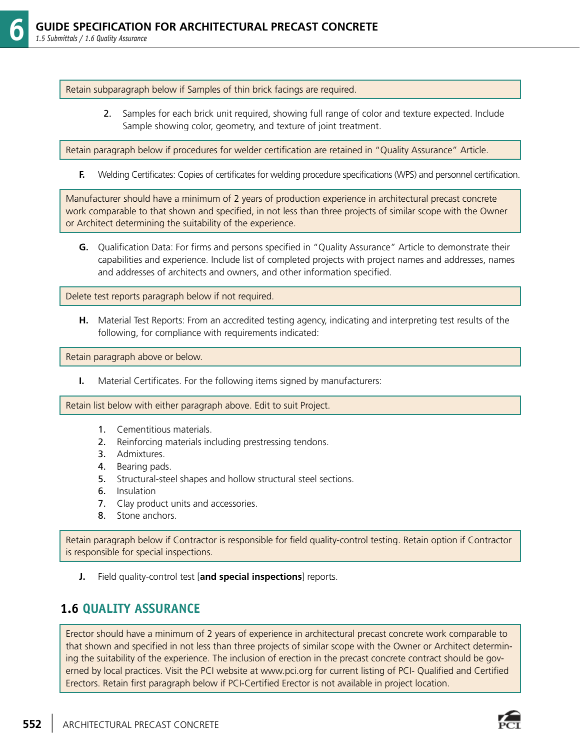Retain subparagraph below if Samples of thin brick facings are required.

2. Samples for each brick unit required, showing full range of color and texture expected. Include Sample showing color, geometry, and texture of joint treatment.

Retain paragraph below if procedures for welder certification are retained in "Quality Assurance" Article.

**F.** Welding Certificates: Copies of certificates for welding procedure specifications (WPS) and personnel certification.

Manufacturer should have a minimum of 2 years of production experience in architectural precast concrete work comparable to that shown and specified, in not less than three projects of similar scope with the Owner or Architect determining the suitability of the experience.

**G.** Qualification Data: For firms and persons specified in "Quality Assurance" Article to demonstrate their capabilities and experience. Include list of completed projects with project names and addresses, names and addresses of architects and owners, and other information specified.

Delete test reports paragraph below if not required.

**H.** Material Test Reports: From an accredited testing agency, indicating and interpreting test results of the following, for compliance with requirements indicated:

Retain paragraph above or below.

**I.** Material Certificates. For the following items signed by manufacturers:

Retain list below with either paragraph above. Edit to suit Project.

1. Cementitious materials.
2. Reinforcing materials including prestressing tendons.
3. Admixtures.
4. Bearing pads.
5. Structural-steel shapes and hollow structural steel sections.
6. Insulation
7. Clay product units and accessories.
8. Stone anchors.

Retain paragraph below if Contractor is responsible for field quality-control testing. Retain option if Contractor is responsible for special inspections.

**J.** Field quality-control test [**and special inspections**] reports.

## 1.6 QUALITY ASSURANCE

Erector should have a minimum of 2 years of experience in architectural precast concrete work comparable to that shown and specified in not less than three projects of similar scope with the Owner or Architect determining the suitability of the experience. The inclusion of erection in the precast concrete contract should be governed by local practices. Visit the PCI website at www.pci.org for current listing of PCI- Qualified and Certified Erectors. Retain first paragraph below if PCI-Certified Erector is not available in project location.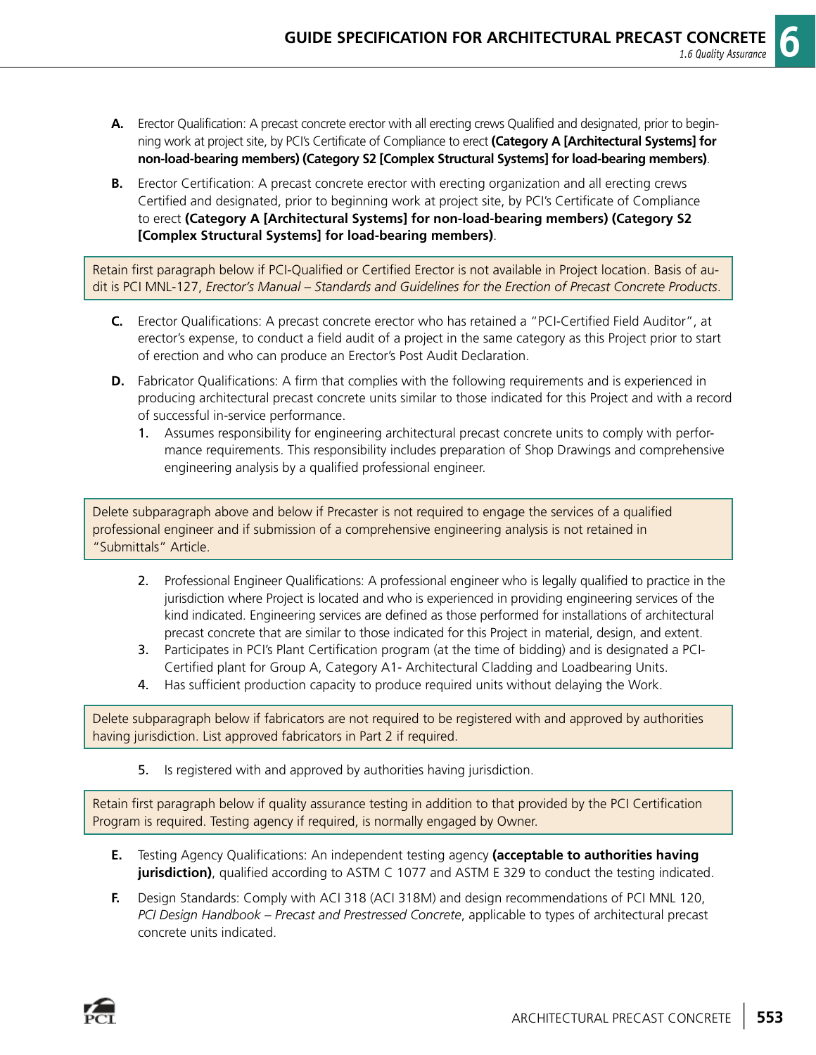**A.** Erector Qualification: A precast concrete erector with all erecting crews Qualified and designated, prior to beginning work at project site, by PCI's Certificate of Compliance to erect **(Category A [Architectural Systems] for non-load-bearing members) (Category S2 [Complex Structural Systems] for load-bearing members)**.

**B.** Erector Certification: A precast concrete erector with erecting organization and all erecting crews Certified and designated, prior to beginning work at project site, by PCI's Certificate of Compliance to erect **(Category A [Architectural Systems] for non-load-bearing members) (Category S2 [Complex Structural Systems] for load-bearing members)**.

> Retain first paragraph below if PCI-Qualified or Certified Erector is not available in Project location. Basis of audit is PCI MNL-127, *Erector's Manual – Standards and Guidelines for the Erection of Precast Concrete Products*.

**C.** Erector Qualifications: A precast concrete erector who has retained a "PCI-Certified Field Auditor", at erector's expense, to conduct a field audit of a project in the same category as this Project prior to start of erection and who can produce an Erector's Post Audit Declaration.

**D.** Fabricator Qualifications: A firm that complies with the following requirements and is experienced in producing architectural precast concrete units similar to those indicated for this Project and with a record of successful in-service performance.

1. Assumes responsibility for engineering architectural precast concrete units to comply with performance requirements. This responsibility includes preparation of Shop Drawings and comprehensive engineering analysis by a qualified professional engineer.

> Delete subparagraph above and below if Precaster is not required to engage the services of a qualified professional engineer and if submission of a comprehensive engineering analysis is not retained in "Submittals" Article.

2. Professional Engineer Qualifications: A professional engineer who is legally qualified to practice in the jurisdiction where Project is located and who is experienced in providing engineering services of the kind indicated. Engineering services are defined as those performed for installations of architectural precast concrete that are similar to those indicated for this Project in material, design, and extent.
3. Participates in PCI's Plant Certification program (at the time of bidding) and is designated a PCI-Certified plant for Group A, Category A1- Architectural Cladding and Loadbearing Units.
4. Has sufficient production capacity to produce required units without delaying the Work.

> Delete subparagraph below if fabricators are not required to be registered with and approved by authorities having jurisdiction. List approved fabricators in Part 2 if required.

5. Is registered with and approved by authorities having jurisdiction.

> Retain first paragraph below if quality assurance testing in addition to that provided by the PCI Certification Program is required. Testing agency if required, is normally engaged by Owner.

**E.** Testing Agency Qualifications: An independent testing agency **(acceptable to authorities having jurisdiction)**, qualified according to ASTM C 1077 and ASTM E 329 to conduct the testing indicated.

**F.** Design Standards: Comply with ACI 318 (ACI 318M) and design recommendations of PCI MNL 120, *PCI Design Handbook – Precast and Prestressed Concrete*, applicable to types of architectural precast concrete units indicated.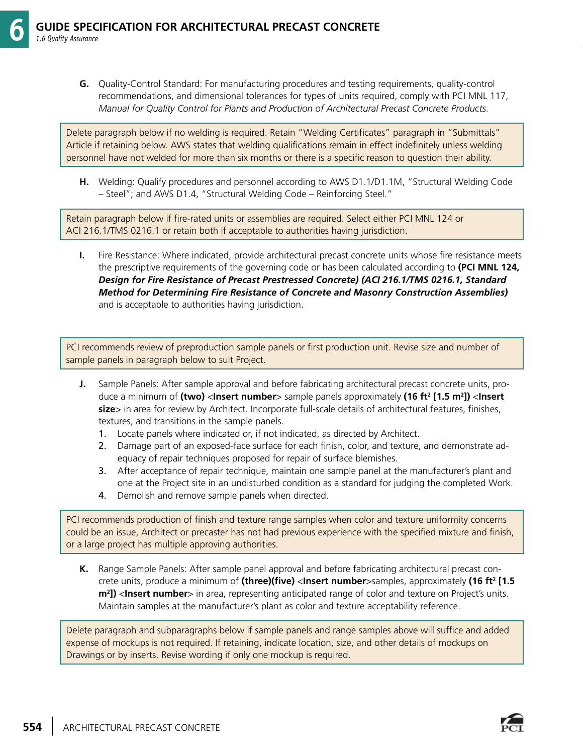G. Quality-Control Standard: For manufacturing procedures and testing requirements, quality-control recommendations, and dimensional tolerances for types of units required, comply with PCI MNL 117, *Manual for Quality Control for Plants and Production of Architectural Precast Concrete Products.*

> Delete paragraph below if no welding is required. Retain "Welding Certificates" paragraph in "Submittals" Article if retaining below. AWS states that welding qualifications remain in effect indefinitely unless welding personnel have not welded for more than six months or there is a specific reason to question their ability.

H. Welding: Qualify procedures and personnel according to AWS D1.1/D1.1M, "Structural Welding Code – Steel"; and AWS D1.4, "Structural Welding Code – Reinforcing Steel."

> Retain paragraph below if fire-rated units or assemblies are required. Select either PCI MNL 124 or ACI 216.1/TMS 0216.1 or retain both if acceptable to authorities having jurisdiction.

I. Fire Resistance: Where indicated, provide architectural precast concrete units whose fire resistance meets the prescriptive requirements of the governing code or has been calculated according to **(PCI MNL 124, *Design for Fire Resistance of Precast Prestressed Concrete*) (ACI 216.1/TMS 0216.1, *Standard Method for Determining Fire Resistance of Concrete and Masonry Construction Assemblies*)** and is acceptable to authorities having jurisdiction.

> PCI recommends review of preproduction sample panels or first production unit. Revise size and number of sample panels in paragraph below to suit Project.

J. Sample Panels: After sample approval and before fabricating architectural precast concrete units, produce a minimum of **(two)** <**Insert number**> sample panels approximately **(16 ft² [1.5 m²])** <**Insert size**> in area for review by Architect. Incorporate full-scale details of architectural features, finishes, textures, and transitions in the sample panels.

1. Locate panels where indicated or, if not indicated, as directed by Architect.
2. Damage part of an exposed-face surface for each finish, color, and texture, and demonstrate adequacy of repair techniques proposed for repair of surface blemishes.
3. After acceptance of repair technique, maintain one sample panel at the manufacturer's plant and one at the Project site in an undisturbed condition as a standard for judging the completed Work.
4. Demolish and remove sample panels when directed.

> PCI recommends production of finish and texture range samples when color and texture uniformity concerns could be an issue, Architect or precaster has not had previous experience with the specified mixture and finish, or a large project has multiple approving authorities.

K. Range Sample Panels: After sample panel approval and before fabricating architectural precast concrete units, produce a minimum of **(three)(five)** <**Insert number**>samples, approximately **(16 ft² [1.5 m²])** <**Insert number**> in area, representing anticipated range of color and texture on Project's units. Maintain samples at the manufacturer's plant as color and texture acceptability reference.

> Delete paragraph and subparagraphs below if sample panels and range samples above will suffice and added expense of mockups is not required. If retaining, indicate location, size, and other details of mockups on Drawings or by inserts. Revise wording if only one mockup is required.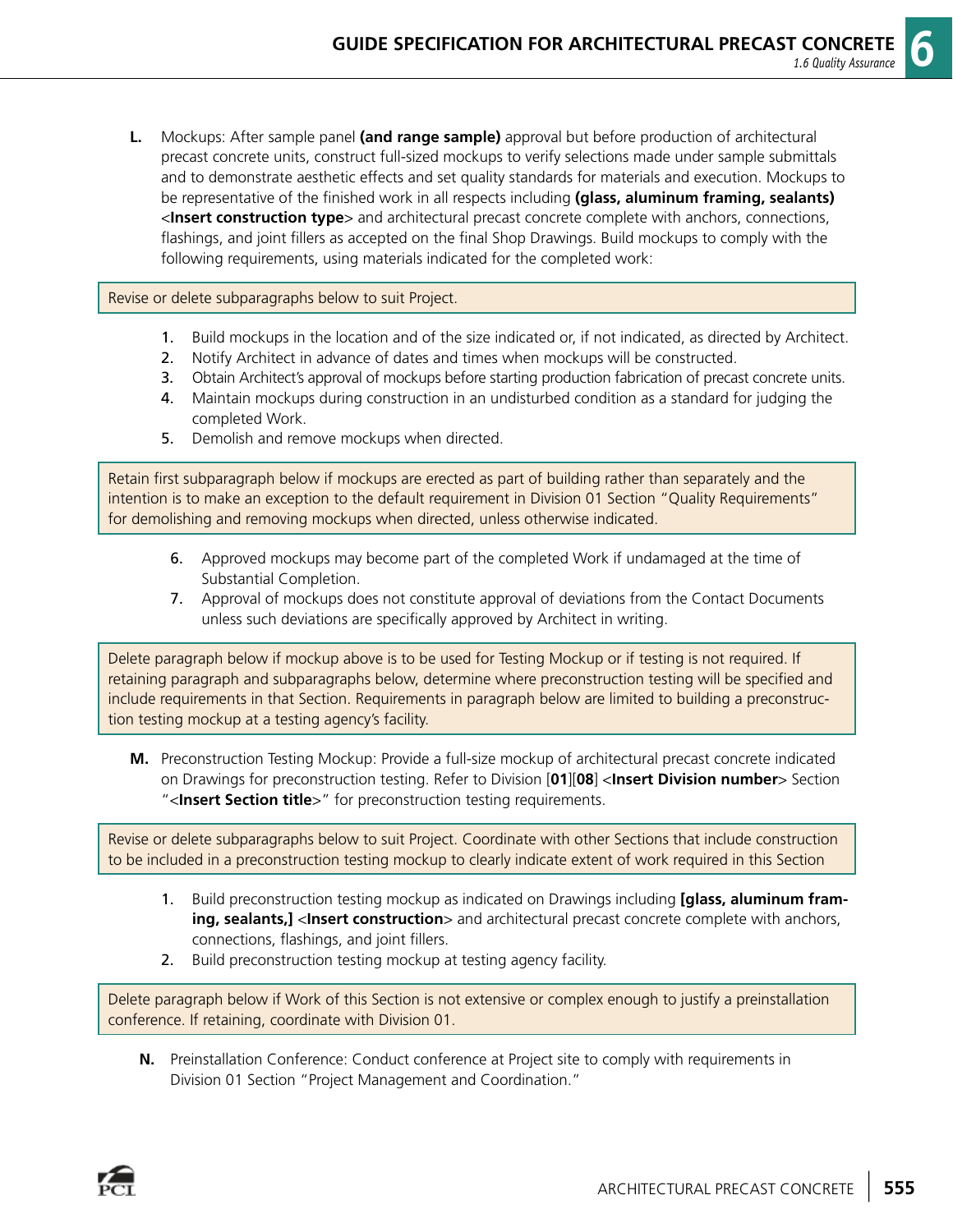L. Mockups: After sample panel **(and range sample)** approval but before production of architectural precast concrete units, construct full-sized mockups to verify selections made under sample submittals and to demonstrate aesthetic effects and set quality standards for materials and execution. Mockups to be representative of the finished work in all respects including **(glass, aluminum framing, sealants)** <**Insert construction type**> and architectural precast concrete complete with anchors, connections, flashings, and joint fillers as accepted on the final Shop Drawings. Build mockups to comply with the following requirements, using materials indicated for the completed work:

> Revise or delete subparagraphs below to suit Project.

1. Build mockups in the location and of the size indicated or, if not indicated, as directed by Architect.
2. Notify Architect in advance of dates and times when mockups will be constructed.
3. Obtain Architect's approval of mockups before starting production fabrication of precast concrete units.
4. Maintain mockups during construction in an undisturbed condition as a standard for judging the completed Work.
5. Demolish and remove mockups when directed.

> Retain first subparagraph below if mockups are erected as part of building rather than separately and the intention is to make an exception to the default requirement in Division 01 Section "Quality Requirements" for demolishing and removing mockups when directed, unless otherwise indicated.

6. Approved mockups may become part of the completed Work if undamaged at the time of Substantial Completion.
7. Approval of mockups does not constitute approval of deviations from the Contact Documents unless such deviations are specifically approved by Architect in writing.

> Delete paragraph below if mockup above is to be used for Testing Mockup or if testing is not required. If retaining paragraph and subparagraphs below, determine where preconstruction testing will be specified and include requirements in that Section. Requirements in paragraph below are limited to building a preconstruction testing mockup at a testing agency's facility.

M. Preconstruction Testing Mockup: Provide a full-size mockup of architectural precast concrete indicated on Drawings for preconstruction testing. Refer to Division [**01**][**08**] <**Insert Division number**> Section "<**Insert Section title**>" for preconstruction testing requirements.

> Revise or delete subparagraphs below to suit Project. Coordinate with other Sections that include construction to be included in a preconstruction testing mockup to clearly indicate extent of work required in this Section

1. Build preconstruction testing mockup as indicated on Drawings including **[glass, aluminum framing, sealants,]** <**Insert construction**> and architectural precast concrete complete with anchors, connections, flashings, and joint fillers.
2. Build preconstruction testing mockup at testing agency facility.

> Delete paragraph below if Work of this Section is not extensive or complex enough to justify a preinstallation conference. If retaining, coordinate with Division 01.

N. Preinstallation Conference: Conduct conference at Project site to comply with requirements in Division 01 Section "Project Management and Coordination."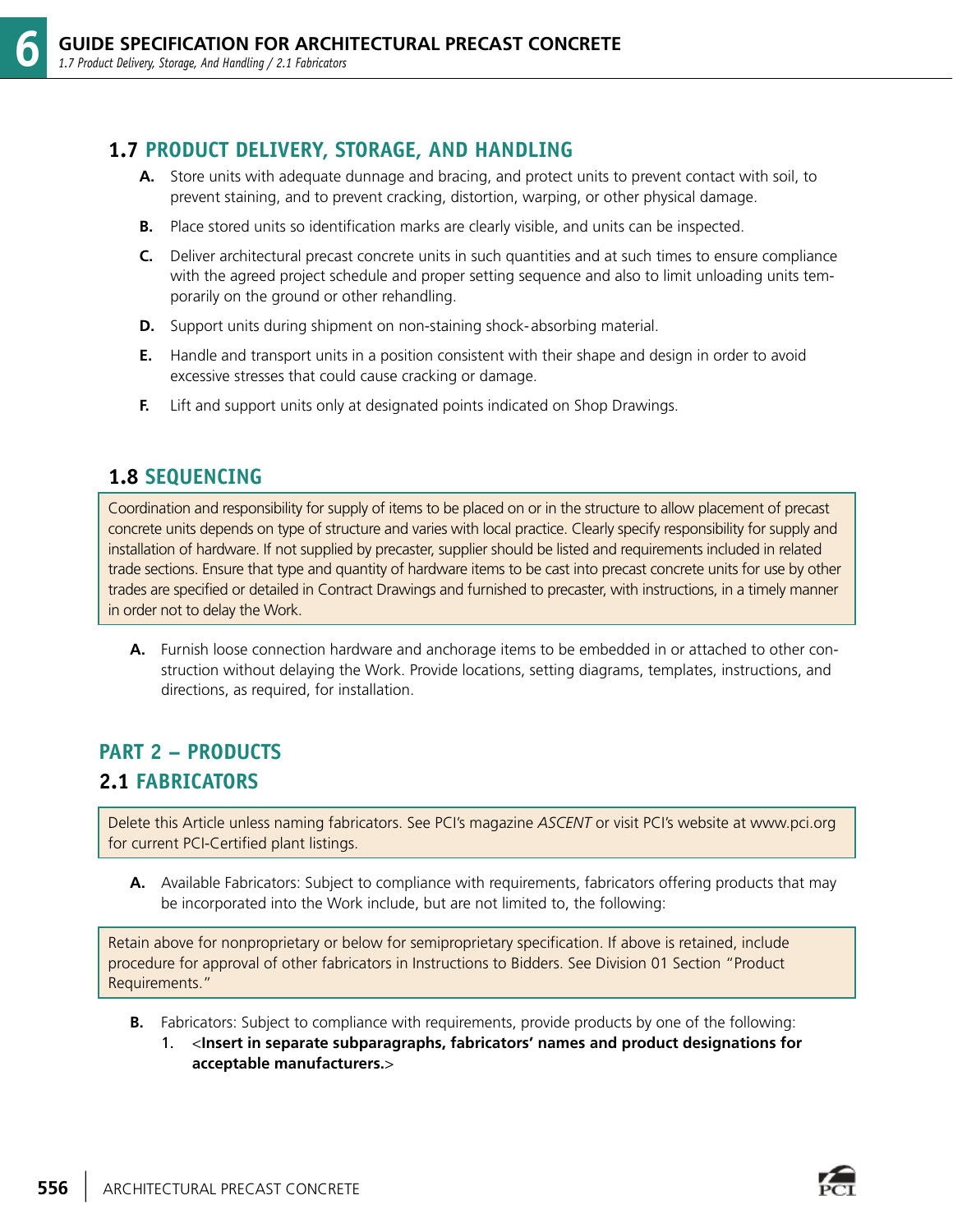## 1.7 PRODUCT DELIVERY, STORAGE, AND HANDLING

**A.** Store units with adequate dunnage and bracing, and protect units to prevent contact with soil, to prevent staining, and to prevent cracking, distortion, warping, or other physical damage.

**B.** Place stored units so identification marks are clearly visible, and units can be inspected.

**C.** Deliver architectural precast concrete units in such quantities and at such times to ensure compliance with the agreed project schedule and proper setting sequence and also to limit unloading units temporarily on the ground or other rehandling.

**D.** Support units during shipment on non-staining shock-absorbing material.

**E.** Handle and transport units in a position consistent with their shape and design in order to avoid excessive stresses that could cause cracking or damage.

**F.** Lift and support units only at designated points indicated on Shop Drawings.

## 1.8 SEQUENCING

> Coordination and responsibility for supply of items to be placed on or in the structure to allow placement of precast concrete units depends on type of structure and varies with local practice. Clearly specify responsibility for supply and installation of hardware. If not supplied by precaster, supplier should be listed and requirements included in related trade sections. Ensure that type and quantity of hardware items to be cast into precast concrete units for use by other trades are specified or detailed in Contract Drawings and furnished to precaster, with instructions, in a timely manner in order not to delay the Work.

**A.** Furnish loose connection hardware and anchorage items to be embedded in or attached to other construction without delaying the Work. Provide locations, setting diagrams, templates, instructions, and directions, as required, for installation.

# PART 2 – PRODUCTS

## 2.1 FABRICATORS

> Delete this Article unless naming fabricators. See PCI's magazine *ASCENT* or visit PCI's website at www.pci.org for current PCI-Certified plant listings.

**A.** Available Fabricators: Subject to compliance with requirements, fabricators offering products that may be incorporated into the Work include, but are not limited to, the following:

> Retain above for nonproprietary or below for semiproprietary specification. If above is retained, include procedure for approval of other fabricators in Instructions to Bidders. See Division 01 Section "Product Requirements."

**B.** Fabricators: Subject to compliance with requirements, provide products by one of the following:

1. <**Insert in separate subparagraphs, fabricators' names and product designations for acceptable manufacturers.**>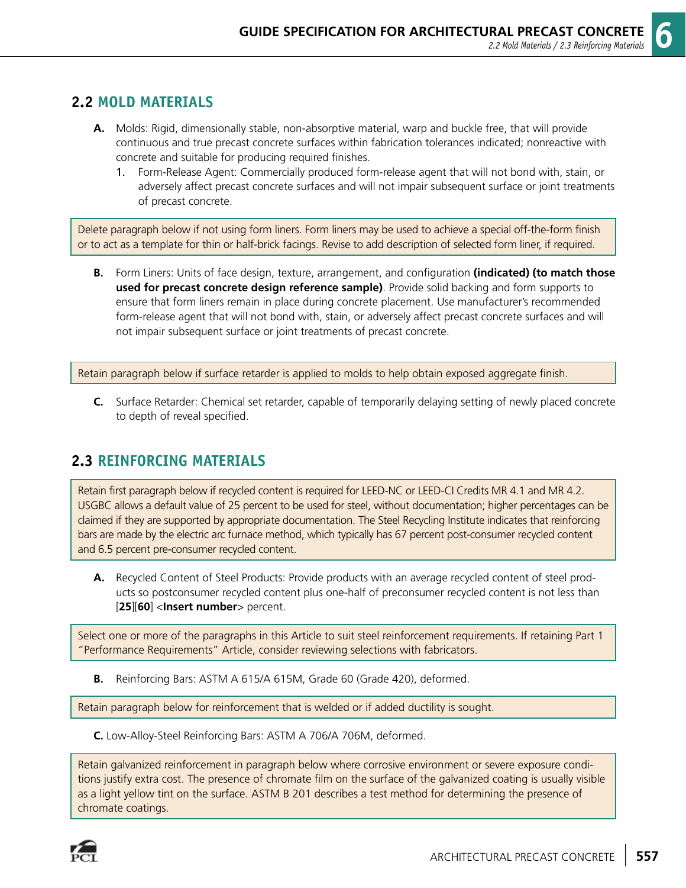## 2.2 MOLD MATERIALS

**A.** Molds: Rigid, dimensionally stable, non-absorptive material, warp and buckle free, that will provide continuous and true precast concrete surfaces within fabrication tolerances indicated; nonreactive with concrete and suitable for producing required finishes.

   **1.** Form-Release Agent: Commercially produced form-release agent that will not bond with, stain, or adversely affect precast concrete surfaces and will not impair subsequent surface or joint treatments of precast concrete.

> Delete paragraph below if not using form liners. Form liners may be used to achieve a special off-the-form finish or to act as a template for thin or half-brick facings. Revise to add description of selected form liner, if required.

**B.** Form Liners: Units of face design, texture, arrangement, and configuration **(indicated) (to match those used for precast concrete design reference sample)**. Provide solid backing and form supports to ensure that form liners remain in place during concrete placement. Use manufacturer's recommended form-release agent that will not bond with, stain, or adversely affect precast concrete surfaces and will not impair subsequent surface or joint treatments of precast concrete.

> Retain paragraph below if surface retarder is applied to molds to help obtain exposed aggregate finish.

**C.** Surface Retarder: Chemical set retarder, capable of temporarily delaying setting of newly placed concrete to depth of reveal specified.

## 2.3 REINFORCING MATERIALS

> Retain first paragraph below if recycled content is required for LEED-NC or LEED-CI Credits MR 4.1 and MR 4.2. USGBC allows a default value of 25 percent to be used for steel, without documentation; higher percentages can be claimed if they are supported by appropriate documentation. The Steel Recycling Institute indicates that reinforcing bars are made by the electric arc furnace method, which typically has 67 percent post-consumer recycled content and 6.5 percent pre-consumer recycled content.

**A.** Recycled Content of Steel Products: Provide products with an average recycled content of steel products so postconsumer recycled content plus one-half of preconsumer recycled content is not less than [**25**][**60**] <**Insert number**> percent.

> Select one or more of the paragraphs in this Article to suit steel reinforcement requirements. If retaining Part 1 "Performance Requirements" Article, consider reviewing selections with fabricators.

**B.** Reinforcing Bars: ASTM A 615/A 615M, Grade 60 (Grade 420), deformed.

> Retain paragraph below for reinforcement that is welded or if added ductility is sought.

**C.** Low-Alloy-Steel Reinforcing Bars: ASTM A 706/A 706M, deformed.

> Retain galvanized reinforcement in paragraph below where corrosive environment or severe exposure conditions justify extra cost. The presence of chromate film on the surface of the galvanized coating is usually visible as a light yellow tint on the surface. ASTM B 201 describes a test method for determining the presence of chromate coatings.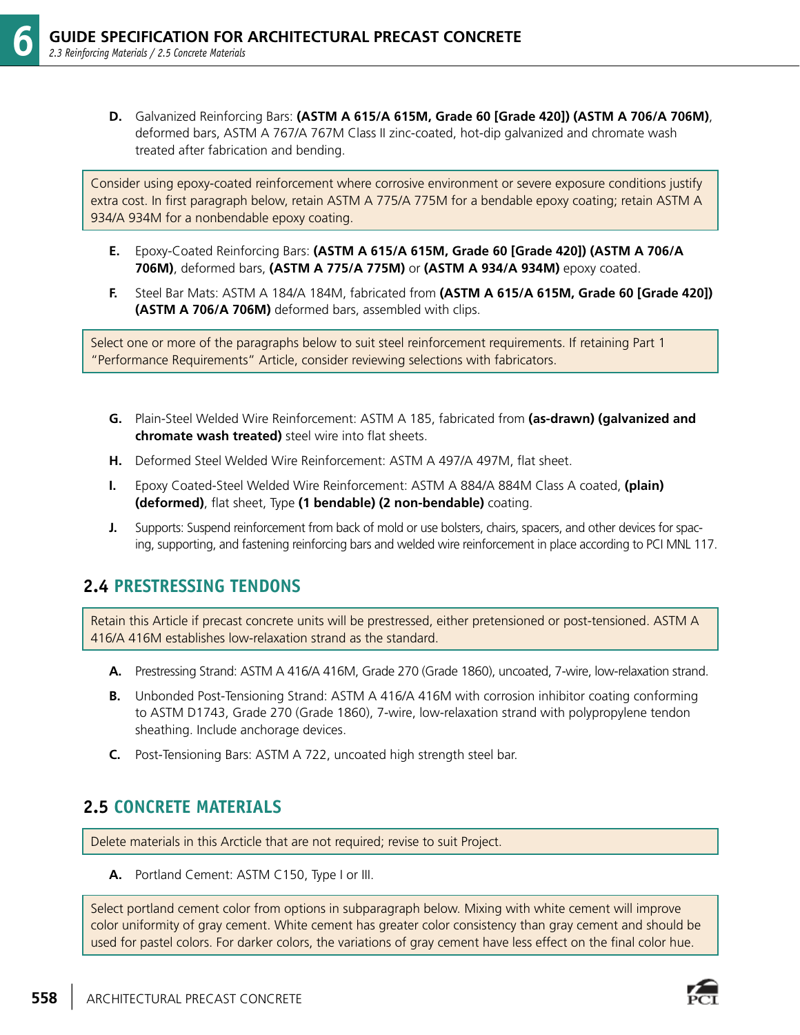D. Galvanized Reinforcing Bars: **(ASTM A 615/A 615M, Grade 60 [Grade 420]) (ASTM A 706/A 706M)**, deformed bars, ASTM A 767/A 767M Class II zinc-coated, hot-dip galvanized and chromate wash treated after fabrication and bending.

> Consider using epoxy-coated reinforcement where corrosive environment or severe exposure conditions justify extra cost. In first paragraph below, retain ASTM A 775/A 775M for a bendable epoxy coating; retain ASTM A 934/A 934M for a nonbendable epoxy coating.

E. Epoxy-Coated Reinforcing Bars: **(ASTM A 615/A 615M, Grade 60 [Grade 420]) (ASTM A 706/A 706M)**, deformed bars, **(ASTM A 775/A 775M)** or **(ASTM A 934/A 934M)** epoxy coated.

F. Steel Bar Mats: ASTM A 184/A 184M, fabricated from **(ASTM A 615/A 615M, Grade 60 [Grade 420]) (ASTM A 706/A 706M)** deformed bars, assembled with clips.

> Select one or more of the paragraphs below to suit steel reinforcement requirements. If retaining Part 1 "Performance Requirements" Article, consider reviewing selections with fabricators.

G. Plain-Steel Welded Wire Reinforcement: ASTM A 185, fabricated from **(as-drawn) (galvanized and chromate wash treated)** steel wire into flat sheets.

H. Deformed Steel Welded Wire Reinforcement: ASTM A 497/A 497M, flat sheet.

I. Epoxy Coated-Steel Welded Wire Reinforcement: ASTM A 884/A 884M Class A coated, **(plain) (deformed)**, flat sheet, Type **(1 bendable) (2 non-bendable)** coating.

J. Supports: Suspend reinforcement from back of mold or use bolsters, chairs, spacers, and other devices for spacing, supporting, and fastening reinforcing bars and welded wire reinforcement in place according to PCI MNL 117.

## 2.4 PRESTRESSING TENDONS

> Retain this Article if precast concrete units will be prestressed, either pretensioned or post-tensioned. ASTM A 416/A 416M establishes low-relaxation strand as the standard.

A. Prestressing Strand: ASTM A 416/A 416M, Grade 270 (Grade 1860), uncoated, 7-wire, low-relaxation strand.

B. Unbonded Post-Tensioning Strand: ASTM A 416/A 416M with corrosion inhibitor coating conforming to ASTM D1743, Grade 270 (Grade 1860), 7-wire, low-relaxation strand with polypropylene tendon sheathing. Include anchorage devices.

C. Post-Tensioning Bars: ASTM A 722, uncoated high strength steel bar.

## 2.5 CONCRETE MATERIALS

> Delete materials in this Arcticle that are not required; revise to suit Project.

A. Portland Cement: ASTM C150, Type I or III.

> Select portland cement color from options in subparagraph below. Mixing with white cement will improve color uniformity of gray cement. White cement has greater color consistency than gray cement and should be used for pastel colors. For darker colors, the variations of gray cement have less effect on the final color hue.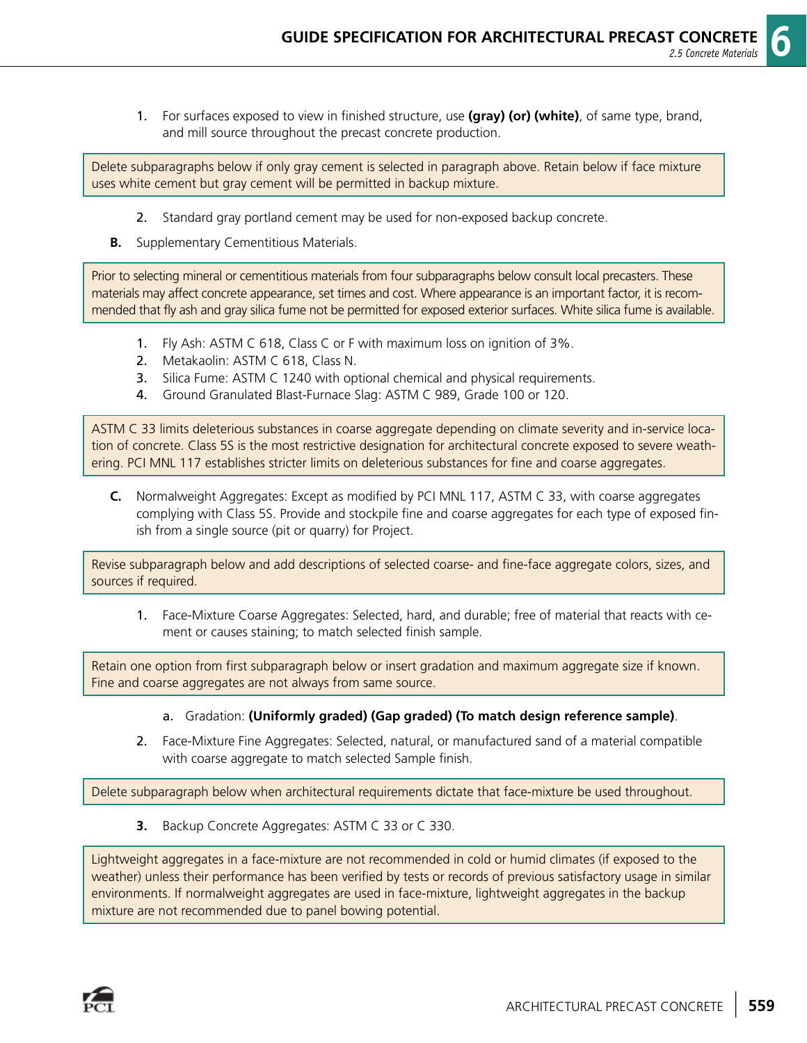1. For surfaces exposed to view in finished structure, use **(gray) (or) (white)**, of same type, brand, and mill source throughout the precast concrete production.

> Delete subparagraphs below if only gray cement is selected in paragraph above. Retain below if face mixture uses white cement but gray cement will be permitted in backup mixture.

2. Standard gray portland cement may be used for non-exposed backup concrete.

**B.** Supplementary Cementitious Materials.

> Prior to selecting mineral or cementitious materials from four subparagraphs below consult local precasters. These materials may affect concrete appearance, set times and cost. Where appearance is an important factor, it is recommended that fly ash and gray silica fume not be permitted for exposed exterior surfaces. White silica fume is available.

1. Fly Ash: ASTM C 618, Class C or F with maximum loss on ignition of 3%.
2. Metakaolin: ASTM C 618, Class N.
3. Silica Fume: ASTM C 1240 with optional chemical and physical requirements.
4. Ground Granulated Blast-Furnace Slag: ASTM C 989, Grade 100 or 120.

> ASTM C 33 limits deleterious substances in coarse aggregate depending on climate severity and in-service location of concrete. Class 5S is the most restrictive designation for architectural concrete exposed to severe weathering. PCI MNL 117 establishes stricter limits on deleterious substances for fine and coarse aggregates.

**C.** Normalweight Aggregates: Except as modified by PCI MNL 117, ASTM C 33, with coarse aggregates complying with Class 5S. Provide and stockpile fine and coarse aggregates for each type of exposed finish from a single source (pit or quarry) for Project.

> Revise subparagraph below and add descriptions of selected coarse- and fine-face aggregate colors, sizes, and sources if required.

1. Face-Mixture Coarse Aggregates: Selected, hard, and durable; free of material that reacts with cement or causes staining; to match selected finish sample.

> Retain one option from first subparagraph below or insert gradation and maximum aggregate size if known. Fine and coarse aggregates are not always from same source.

   a. Gradation: **(Uniformly graded) (Gap graded) (To match design reference sample)**.

2. Face-Mixture Fine Aggregates: Selected, natural, or manufactured sand of a material compatible with coarse aggregate to match selected Sample finish.

> Delete subparagraph below when architectural requirements dictate that face-mixture be used throughout.

3. Backup Concrete Aggregates: ASTM C 33 or C 330.

> Lightweight aggregates in a face-mixture are not recommended in cold or humid climates (if exposed to the weather) unless their performance has been verified by tests or records of previous satisfactory usage in similar environments. If normalweight aggregates are used in face-mixture, lightweight aggregates in the backup mixture are not recommended due to panel bowing potential.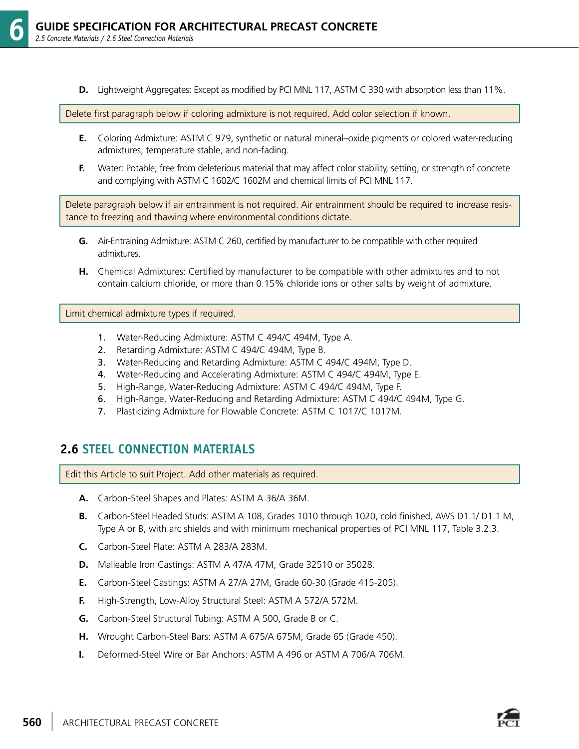D. Lightweight Aggregates: Except as modified by PCI MNL 117, ASTM C 330 with absorption less than 11%.

> Delete first paragraph below if coloring admixture is not required. Add color selection if known.

E. Coloring Admixture: ASTM C 979, synthetic or natural mineral–oxide pigments or colored water-reducing admixtures, temperature stable, and non-fading.

F. Water: Potable; free from deleterious material that may affect color stability, setting, or strength of concrete and complying with ASTM C 1602/C 1602M and chemical limits of PCI MNL 117.

> Delete paragraph below if air entrainment is not required. Air entrainment should be required to increase resistance to freezing and thawing where environmental conditions dictate.

G. Air-Entraining Admixture: ASTM C 260, certified by manufacturer to be compatible with other required admixtures.

H. Chemical Admixtures: Certified by manufacturer to be compatible with other admixtures and to not contain calcium chloride, or more than 0.15% chloride ions or other salts by weight of admixture.

> Limit chemical admixture types if required.

1. Water-Reducing Admixture: ASTM C 494/C 494M, Type A.
2. Retarding Admixture: ASTM C 494/C 494M, Type B.
3. Water-Reducing and Retarding Admixture: ASTM C 494/C 494M, Type D.
4. Water-Reducing and Accelerating Admixture: ASTM C 494/C 494M, Type E.
5. High-Range, Water-Reducing Admixture: ASTM C 494/C 494M, Type F.
6. High-Range, Water-Reducing and Retarding Admixture: ASTM C 494/C 494M, Type G.
7. Plasticizing Admixture for Flowable Concrete: ASTM C 1017/C 1017M.

## 2.6 STEEL CONNECTION MATERIALS

> Edit this Article to suit Project. Add other materials as required.

A. Carbon-Steel Shapes and Plates: ASTM A 36/A 36M.

B. Carbon-Steel Headed Studs: ASTM A 108, Grades 1010 through 1020, cold finished, AWS D1.1/ D1.1 M, Type A or B, with arc shields and with minimum mechanical properties of PCI MNL 117, Table 3.2.3.

C. Carbon-Steel Plate: ASTM A 283/A 283M.

D. Malleable Iron Castings: ASTM A 47/A 47M, Grade 32510 or 35028.

E. Carbon-Steel Castings: ASTM A 27/A 27M, Grade 60-30 (Grade 415-205).

F. High-Strength, Low-Alloy Structural Steel: ASTM A 572/A 572M.

G. Carbon-Steel Structural Tubing: ASTM A 500, Grade B or C.

H. Wrought Carbon-Steel Bars: ASTM A 675/A 675M, Grade 65 (Grade 450).

I. Deformed-Steel Wire or Bar Anchors: ASTM A 496 or ASTM A 706/A 706M.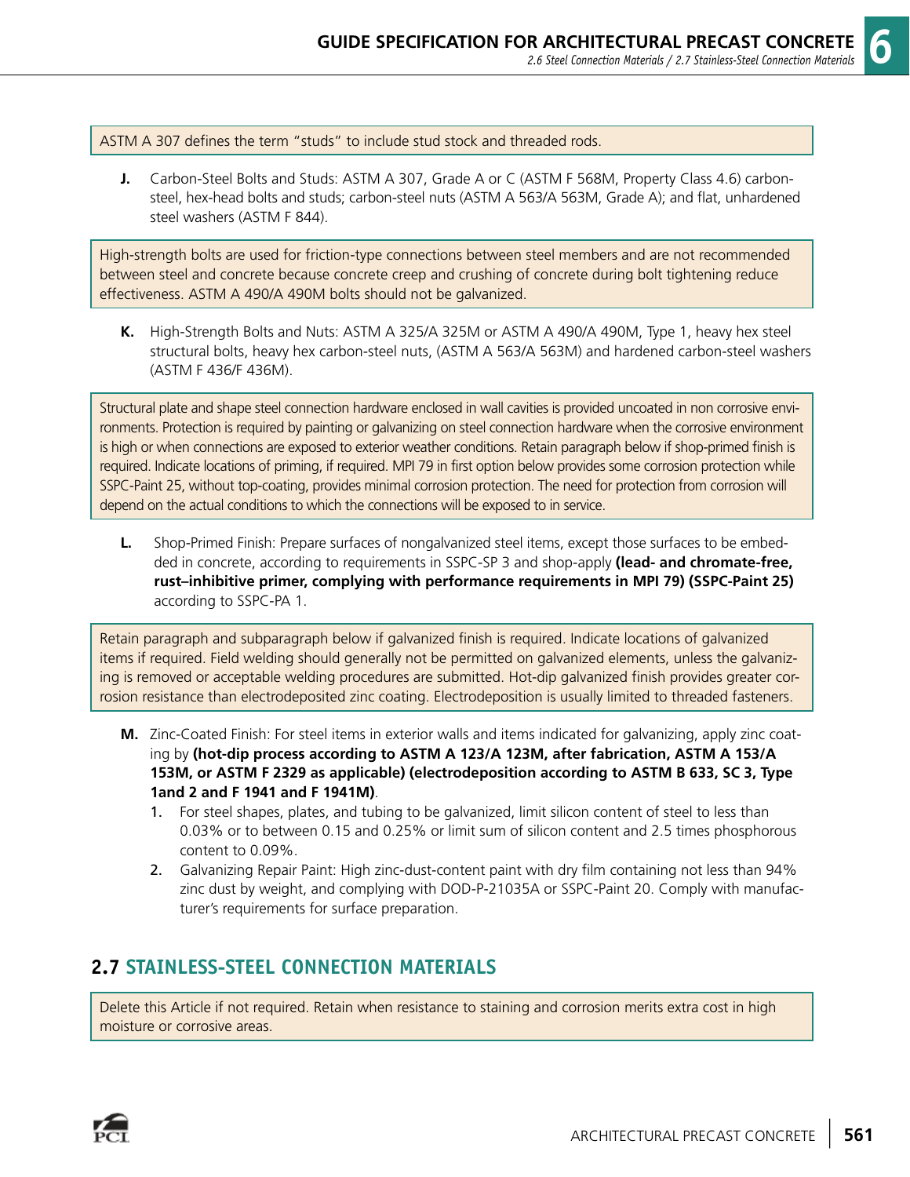ASTM A 307 defines the term "studs" to include stud stock and threaded rods.

**J.** Carbon-Steel Bolts and Studs: ASTM A 307, Grade A or C (ASTM F 568M, Property Class 4.6) carbon-steel, hex-head bolts and studs; carbon-steel nuts (ASTM A 563/A 563M, Grade A); and flat, unhardened steel washers (ASTM F 844).

High-strength bolts are used for friction-type connections between steel members and are not recommended between steel and concrete because concrete creep and crushing of concrete during bolt tightening reduce effectiveness. ASTM A 490/A 490M bolts should not be galvanized.

**K.** High-Strength Bolts and Nuts: ASTM A 325/A 325M or ASTM A 490/A 490M, Type 1, heavy hex steel structural bolts, heavy hex carbon-steel nuts, (ASTM A 563/A 563M) and hardened carbon-steel washers (ASTM F 436/F 436M).

Structural plate and shape steel connection hardware enclosed in wall cavities is provided uncoated in non corrosive environments. Protection is required by painting or galvanizing on steel connection hardware when the corrosive environment is high or when connections are exposed to exterior weather conditions. Retain paragraph below if shop-primed finish is required. Indicate locations of priming, if required. MPI 79 in first option below provides some corrosion protection while SSPC-Paint 25, without top-coating, provides minimal corrosion protection. The need for protection from corrosion will depend on the actual conditions to which the connections will be exposed to in service.

**L.** Shop-Primed Finish: Prepare surfaces of nongalvanized steel items, except those surfaces to be embedded in concrete, according to requirements in SSPC-SP 3 and shop-apply **(lead- and chromate-free, rust–inhibitive primer, complying with performance requirements in MPI 79) (SSPC-Paint 25)** according to SSPC-PA 1.

Retain paragraph and subparagraph below if galvanized finish is required. Indicate locations of galvanized items if required. Field welding should generally not be permitted on galvanized elements, unless the galvanizing is removed or acceptable welding procedures are submitted. Hot-dip galvanized finish provides greater corrosion resistance than electrodeposited zinc coating. Electrodeposition is usually limited to threaded fasteners.

**M.** Zinc-Coated Finish: For steel items in exterior walls and items indicated for galvanizing, apply zinc coating by **(hot-dip process according to ASTM A 123/A 123M, after fabrication, ASTM A 153/A 153M, or ASTM F 2329 as applicable) (electrodeposition according to ASTM B 633, SC 3, Type 1and 2 and F 1941 and F 1941M)**.

1. For steel shapes, plates, and tubing to be galvanized, limit silicon content of steel to less than 0.03% or to between 0.15 and 0.25% or limit sum of silicon content and 2.5 times phosphorous content to 0.09%.
2. Galvanizing Repair Paint: High zinc-dust-content paint with dry film containing not less than 94% zinc dust by weight, and complying with DOD-P-21035A or SSPC-Paint 20. Comply with manufacturer's requirements for surface preparation.

## 2.7 STAINLESS-STEEL CONNECTION MATERIALS

Delete this Article if not required. Retain when resistance to staining and corrosion merits extra cost in high moisture or corrosive areas.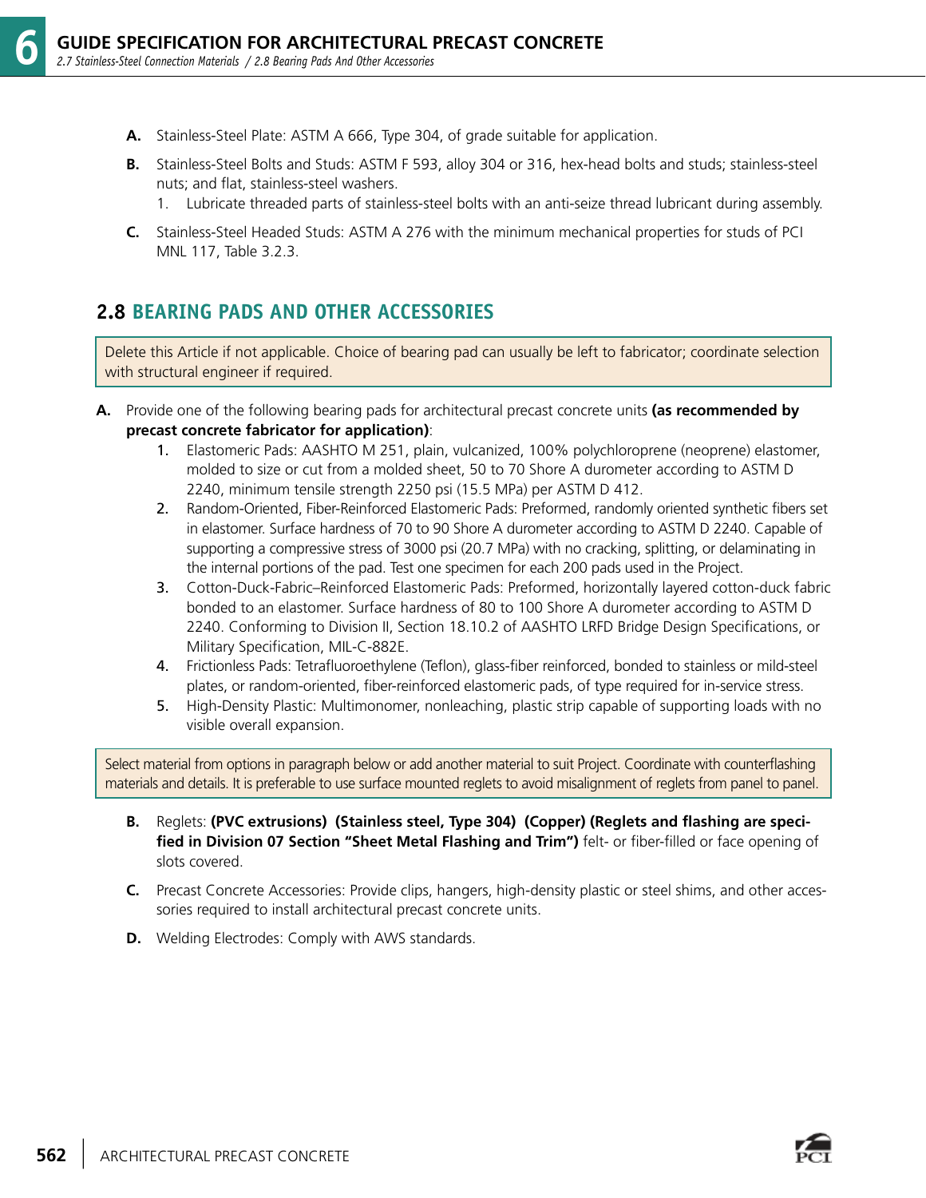A. Stainless-Steel Plate: ASTM A 666, Type 304, of grade suitable for application.

B. Stainless-Steel Bolts and Studs: ASTM F 593, alloy 304 or 316, hex-head bolts and studs; stainless-steel nuts; and flat, stainless-steel washers.

   1. Lubricate threaded parts of stainless-steel bolts with an anti-seize thread lubricant during assembly.

C. Stainless-Steel Headed Studs: ASTM A 276 with the minimum mechanical properties for studs of PCI MNL 117, Table 3.2.3.

## 2.8 BEARING PADS AND OTHER ACCESSORIES

Delete this Article if not applicable. Choice of bearing pad can usually be left to fabricator; coordinate selection with structural engineer if required.

**A.** Provide one of the following bearing pads for architectural precast concrete units **(as recommended by precast concrete fabricator for application)**:

   1. Elastomeric Pads: AASHTO M 251, plain, vulcanized, 100% polychloroprene (neoprene) elastomer, molded to size or cut from a molded sheet, 50 to 70 Shore A durometer according to ASTM D 2240, minimum tensile strength 2250 psi (15.5 MPa) per ASTM D 412.
   2. Random-Oriented, Fiber-Reinforced Elastomeric Pads: Preformed, randomly oriented synthetic fibers set in elastomer. Surface hardness of 70 to 90 Shore A durometer according to ASTM D 2240. Capable of supporting a compressive stress of 3000 psi (20.7 MPa) with no cracking, splitting, or delaminating in the internal portions of the pad. Test one specimen for each 200 pads used in the Project.
   3. Cotton-Duck-Fabric–Reinforced Elastomeric Pads: Preformed, horizontally layered cotton-duck fabric bonded to an elastomer. Surface hardness of 80 to 100 Shore A durometer according to ASTM D 2240. Conforming to Division II, Section 18.10.2 of AASHTO LRFD Bridge Design Specifications, or Military Specification, MIL-C-882E.
   4. Frictionless Pads: Tetrafluoroethylene (Teflon), glass-fiber reinforced, bonded to stainless or mild-steel plates, or random-oriented, fiber-reinforced elastomeric pads, of type required for in-service stress.
   5. High-Density Plastic: Multimonomer, nonleaching, plastic strip capable of supporting loads with no visible overall expansion.

Select material from options in paragraph below or add another material to suit Project. Coordinate with counterflashing materials and details. It is preferable to use surface mounted reglets to avoid misalignment of reglets from panel to panel.

B. Reglets: **(PVC extrusions) (Stainless steel, Type 304) (Copper) (Reglets and flashing are specified in Division 07 Section "Sheet Metal Flashing and Trim")** felt- or fiber-filled or face opening of slots covered.

C. Precast Concrete Accessories: Provide clips, hangers, high-density plastic or steel shims, and other accessories required to install architectural precast concrete units.

D. Welding Electrodes: Comply with AWS standards.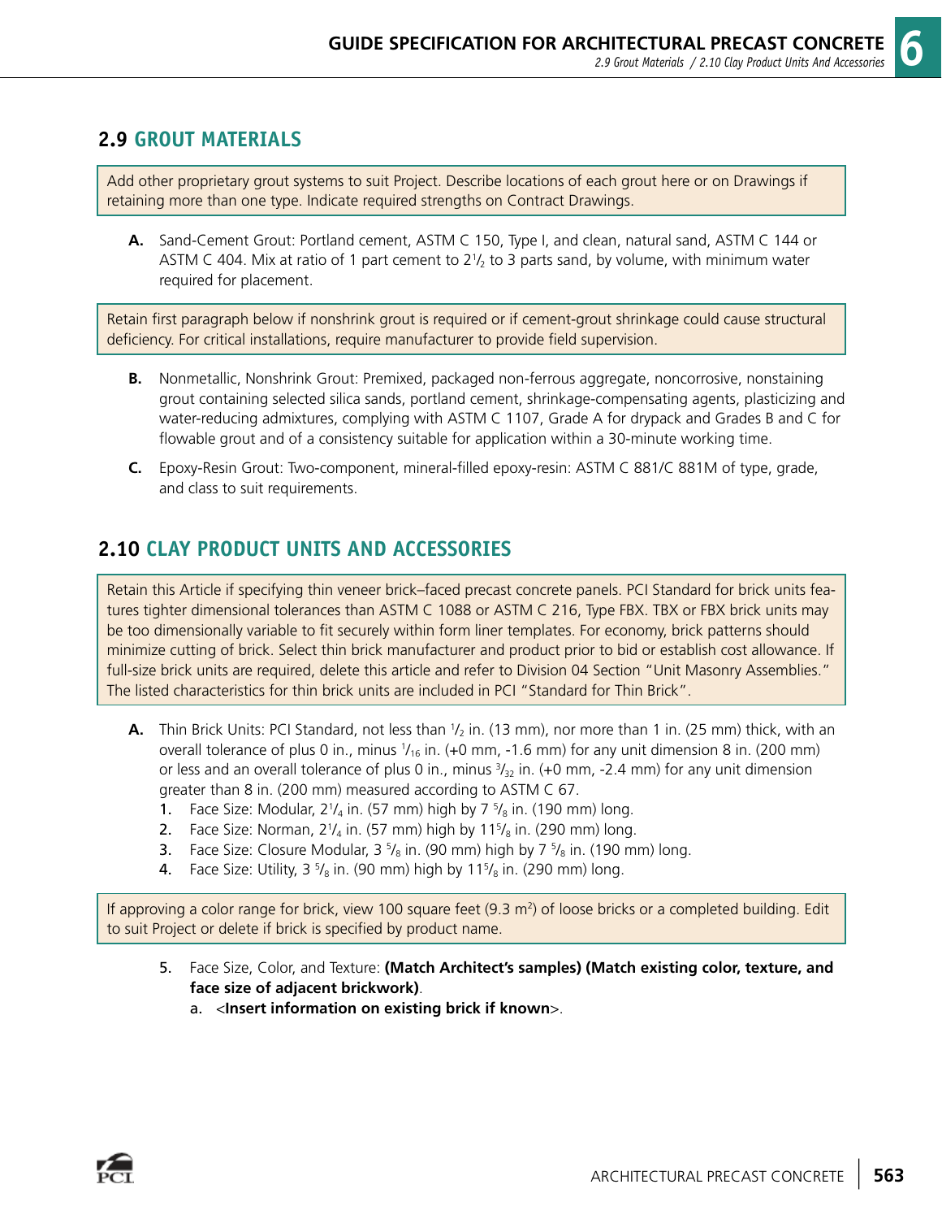## 2.9 GROUT MATERIALS

Add other proprietary grout systems to suit Project. Describe locations of each grout here or on Drawings if retaining more than one type. Indicate required strengths on Contract Drawings.

**A.** Sand-Cement Grout: Portland cement, ASTM C 150, Type I, and clean, natural sand, ASTM C 144 or ASTM C 404. Mix at ratio of 1 part cement to 2$^1/_2$ to 3 parts sand, by volume, with minimum water required for placement.

Retain first paragraph below if nonshrink grout is required or if cement-grout shrinkage could cause structural deficiency. For critical installations, require manufacturer to provide field supervision.

**B.** Nonmetallic, Nonshrink Grout: Premixed, packaged non-ferrous aggregate, noncorrosive, nonstaining grout containing selected silica sands, portland cement, shrinkage-compensating agents, plasticizing and water-reducing admixtures, complying with ASTM C 1107, Grade A for drypack and Grades B and C for flowable grout and of a consistency suitable for application within a 30-minute working time.

**C.** Epoxy-Resin Grout: Two-component, mineral-filled epoxy-resin: ASTM C 881/C 881M of type, grade, and class to suit requirements.

## 2.10 CLAY PRODUCT UNITS AND ACCESSORIES

Retain this Article if specifying thin veneer brick–faced precast concrete panels. PCI Standard for brick units features tighter dimensional tolerances than ASTM C 1088 or ASTM C 216, Type FBX. TBX or FBX brick units may be too dimensionally variable to fit securely within form liner templates. For economy, brick patterns should minimize cutting of brick. Select thin brick manufacturer and product prior to bid or establish cost allowance. If full-size brick units are required, delete this article and refer to Division 04 Section "Unit Masonry Assemblies." The listed characteristics for thin brick units are included in PCI "Standard for Thin Brick".

**A.** Thin Brick Units: PCI Standard, not less than $^1/_2$ in. (13 mm), nor more than 1 in. (25 mm) thick, with an overall tolerance of plus 0 in., minus $^1/_{16}$ in. (+0 mm, -1.6 mm) for any unit dimension 8 in. (200 mm) or less and an overall tolerance of plus 0 in., minus $^3/_{32}$ in. (+0 mm, -2.4 mm) for any unit dimension greater than 8 in. (200 mm) measured according to ASTM C 67.

1. Face Size: Modular, 2$^1/_4$ in. (57 mm) high by 7 $^5/_8$ in. (190 mm) long.
2. Face Size: Norman, 2$^1/_4$ in. (57 mm) high by 11$^5/_8$ in. (290 mm) long.
3. Face Size: Closure Modular, 3 $^5/_8$ in. (90 mm) high by 7 $^5/_8$ in. (190 mm) long.
4. Face Size: Utility, 3 $^5/_8$ in. (90 mm) high by 11$^5/_8$ in. (290 mm) long.

If approving a color range for brick, view 100 square feet (9.3 m$^2$) of loose bricks or a completed building. Edit to suit Project or delete if brick is specified by product name.

5. Face Size, Color, and Texture: **(Match Architect's samples) (Match existing color, texture, and face size of adjacent brickwork)**.
   a. <**Insert information on existing brick if known**>.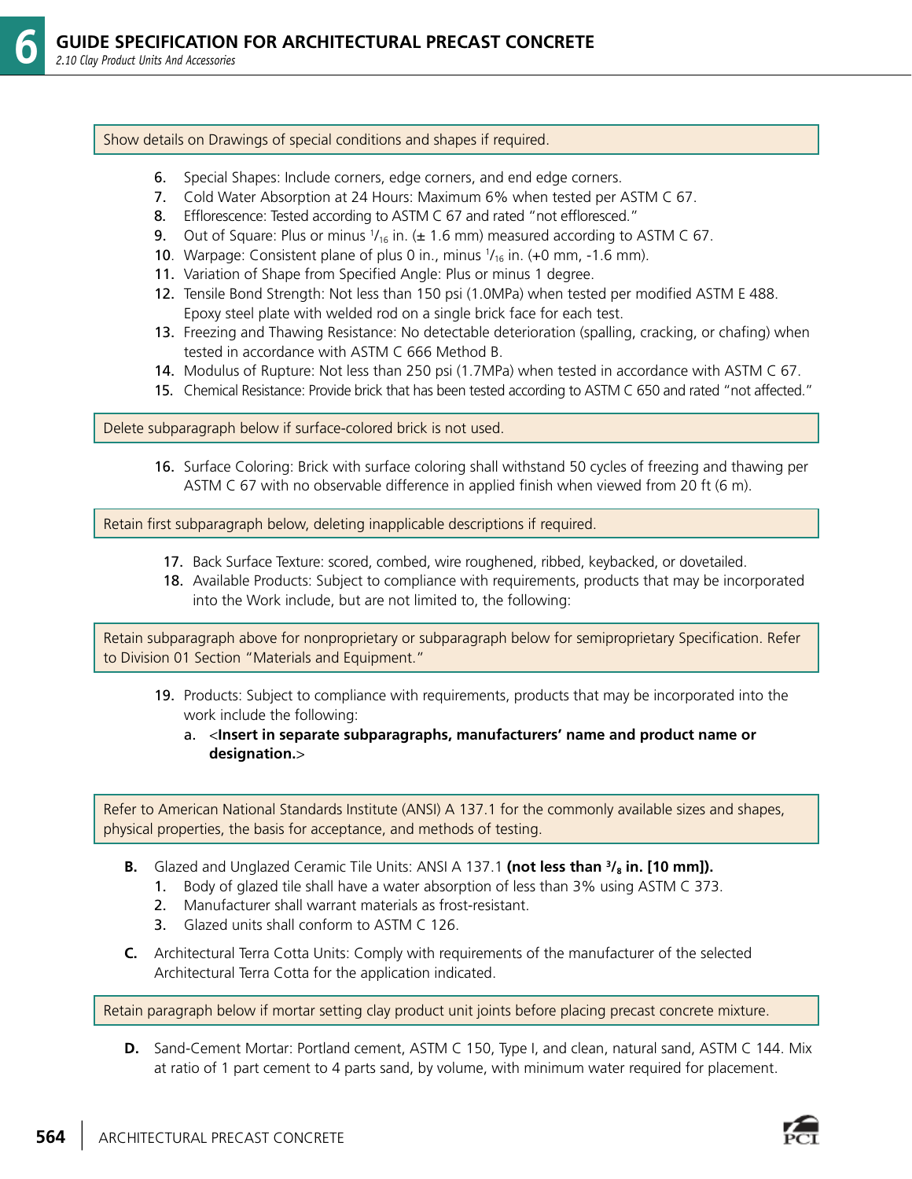Show details on Drawings of special conditions and shapes if required.

6. Special Shapes: Include corners, edge corners, and end edge corners.
7. Cold Water Absorption at 24 Hours: Maximum 6% when tested per ASTM C 67.
8. Efflorescence: Tested according to ASTM C 67 and rated "not effloresced."
9. Out of Square: Plus or minus $^1/_{16}$ in. (± 1.6 mm) measured according to ASTM C 67.
10. Warpage: Consistent plane of plus 0 in., minus $^1/_{16}$ in. (+0 mm, -1.6 mm).
11. Variation of Shape from Specified Angle: Plus or minus 1 degree.
12. Tensile Bond Strength: Not less than 150 psi (1.0MPa) when tested per modified ASTM E 488. Epoxy steel plate with welded rod on a single brick face for each test.
13. Freezing and Thawing Resistance: No detectable deterioration (spalling, cracking, or chafing) when tested in accordance with ASTM C 666 Method B.
14. Modulus of Rupture: Not less than 250 psi (1.7MPa) when tested in accordance with ASTM C 67.
15. Chemical Resistance: Provide brick that has been tested according to ASTM C 650 and rated "not affected."

Delete subparagraph below if surface-colored brick is not used.

16. Surface Coloring: Brick with surface coloring shall withstand 50 cycles of freezing and thawing per ASTM C 67 with no observable difference in applied finish when viewed from 20 ft (6 m).

Retain first subparagraph below, deleting inapplicable descriptions if required.

17. Back Surface Texture: scored, combed, wire roughened, ribbed, keybacked, or dovetailed.
18. Available Products: Subject to compliance with requirements, products that may be incorporated into the Work include, but are not limited to, the following:

Retain subparagraph above for nonproprietary or subparagraph below for semiproprietary Specification. Refer to Division 01 Section "Materials and Equipment."

19. Products: Subject to compliance with requirements, products that may be incorporated into the work include the following:
    a. <**Insert in separate subparagraphs, manufacturers' name and product name or designation.**>

Refer to American National Standards Institute (ANSI) A 137.1 for the commonly available sizes and shapes, physical properties, the basis for acceptance, and methods of testing.

**B.** Glazed and Unglazed Ceramic Tile Units: ANSI A 137.1 **(not less than $^3/_8$ in. [10 mm]).**
1. Body of glazed tile shall have a water absorption of less than 3% using ASTM C 373.
2. Manufacturer shall warrant materials as frost-resistant.
3. Glazed units shall conform to ASTM C 126.

**C.** Architectural Terra Cotta Units: Comply with requirements of the manufacturer of the selected Architectural Terra Cotta for the application indicated.

Retain paragraph below if mortar setting clay product unit joints before placing precast concrete mixture.

**D.** Sand-Cement Mortar: Portland cement, ASTM C 150, Type I, and clean, natural sand, ASTM C 144. Mix at ratio of 1 part cement to 4 parts sand, by volume, with minimum water required for placement.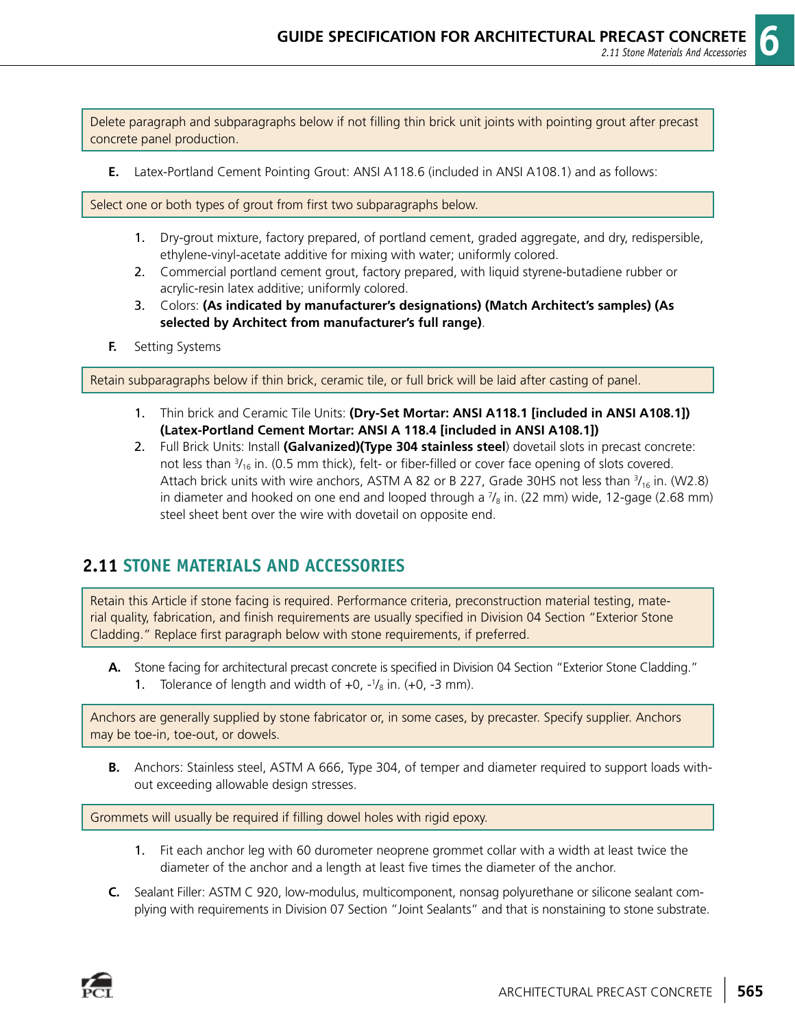Delete paragraph and subparagraphs below if not filling thin brick unit joints with pointing grout after precast concrete panel production.

**E.** Latex-Portland Cement Pointing Grout: ANSI A118.6 (included in ANSI A108.1) and as follows:

Select one or both types of grout from first two subparagraphs below.

1. Dry-grout mixture, factory prepared, of portland cement, graded aggregate, and dry, redispersible, ethylene-vinyl-acetate additive for mixing with water; uniformly colored.
2. Commercial portland cement grout, factory prepared, with liquid styrene-butadiene rubber or acrylic-resin latex additive; uniformly colored.
3. Colors: **(As indicated by manufacturer's designations) (Match Architect's samples) (As selected by Architect from manufacturer's full range)**.

**F.** Setting Systems

Retain subparagraphs below if thin brick, ceramic tile, or full brick will be laid after casting of panel.

1. Thin brick and Ceramic Tile Units: **(Dry-Set Mortar: ANSI A118.1 [included in ANSI A108.1]) (Latex-Portland Cement Mortar: ANSI A 118.4 [included in ANSI A108.1])**
2. Full Brick Units: Install **(Galvanized)(Type 304 stainless steel**) dovetail slots in precast concrete: not less than $^{3}/_{16}$ in. (0.5 mm thick), felt- or fiber-filled or cover face opening of slots covered. Attach brick units with wire anchors, ASTM A 82 or B 227, Grade 30HS not less than $^{3}/_{16}$ in. (W2.8) in diameter and hooked on one end and looped through a $^{7}/_{8}$ in. (22 mm) wide, 12-gage (2.68 mm) steel sheet bent over the wire with dovetail on opposite end.

## 2.11 STONE MATERIALS AND ACCESSORIES

Retain this Article if stone facing is required. Performance criteria, preconstruction material testing, material quality, fabrication, and finish requirements are usually specified in Division 04 Section "Exterior Stone Cladding." Replace first paragraph below with stone requirements, if preferred.

**A.** Stone facing for architectural precast concrete is specified in Division 04 Section "Exterior Stone Cladding."

1. Tolerance of length and width of +0, -$^{1}/_{8}$ in. (+0, -3 mm).

Anchors are generally supplied by stone fabricator or, in some cases, by precaster. Specify supplier. Anchors may be toe-in, toe-out, or dowels.

**B.** Anchors: Stainless steel, ASTM A 666, Type 304, of temper and diameter required to support loads without exceeding allowable design stresses.

Grommets will usually be required if filling dowel holes with rigid epoxy.

1. Fit each anchor leg with 60 durometer neoprene grommet collar with a width at least twice the diameter of the anchor and a length at least five times the diameter of the anchor.

**C.** Sealant Filler: ASTM C 920, low-modulus, multicomponent, nonsag polyurethane or silicone sealant complying with requirements in Division 07 Section "Joint Sealants" and that is nonstaining to stone substrate.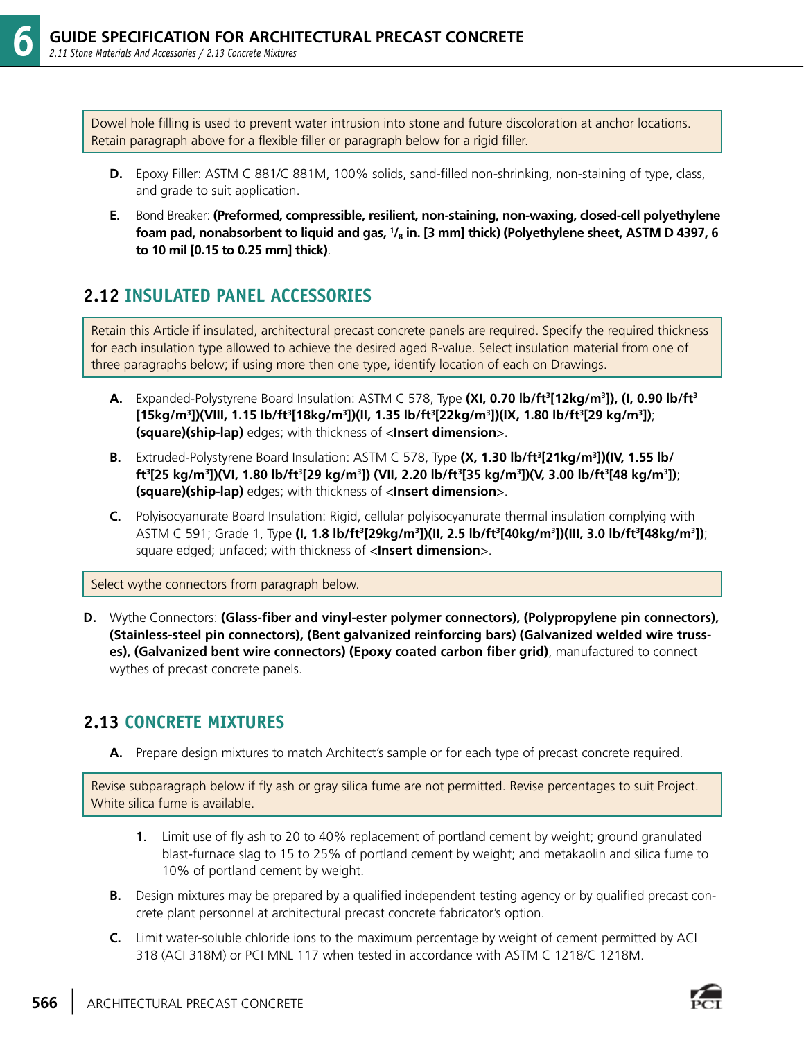Dowel hole filling is used to prevent water intrusion into stone and future discoloration at anchor locations. Retain paragraph above for a flexible filler or paragraph below for a rigid filler.

**D.** Epoxy Filler: ASTM C 881/C 881M, 100% solids, sand-filled non-shrinking, non-staining of type, class, and grade to suit application.

**E.** Bond Breaker: **(Preformed, compressible, resilient, non-staining, non-waxing, closed-cell polyethylene foam pad, nonabsorbent to liquid and gas, $^1/_8$ in. [3 mm] thick) (Polyethylene sheet, ASTM D 4397, 6 to 10 mil [0.15 to 0.25 mm] thick)**.

## 2.12 INSULATED PANEL ACCESSORIES

Retain this Article if insulated, architectural precast concrete panels are required. Specify the required thickness for each insulation type allowed to achieve the desired aged R-value. Select insulation material from one of three paragraphs below; if using more then one type, identify location of each on Drawings.

**A.** Expanded-Polystyrene Board Insulation: ASTM C 578, Type **(XI, 0.70 lb/ft$^3$[12kg/m$^3$]), (I, 0.90 lb/ft$^3$ [15kg/m$^3$])(VIII, 1.15 lb/ft$^3$[18kg/m$^3$])(II, 1.35 lb/ft$^3$[22kg/m$^3$])(IX, 1.80 lb/ft$^3$[29 kg/m$^3$])**; **(square)(ship-lap)** edges; with thickness of <**Insert dimension**>.

**B.** Extruded-Polystyrene Board Insulation: ASTM C 578, Type **(X, 1.30 lb/ft$^3$[21kg/m$^3$])(IV, 1.55 lb/ft$^3$[25 kg/m$^3$])(VI, 1.80 lb/ft$^3$[29 kg/m$^3$]) (VII, 2.20 lb/ft$^3$[35 kg/m$^3$])(V, 3.00 lb/ft$^3$[48 kg/m$^3$])**; **(square)(ship-lap)** edges; with thickness of <**Insert dimension**>.

**C.** Polyisocyanurate Board Insulation: Rigid, cellular polyisocyanurate thermal insulation complying with ASTM C 591; Grade 1, Type **(I, 1.8 lb/ft$^3$[29kg/m$^3$])(II, 2.5 lb/ft$^3$[40kg/m$^3$])(III, 3.0 lb/ft$^3$[48kg/m$^3$])**; square edged; unfaced; with thickness of <**Insert dimension**>.

Select wythe connectors from paragraph below.

**D.** Wythe Connectors: **(Glass-fiber and vinyl-ester polymer connectors), (Polypropylene pin connectors), (Stainless-steel pin connectors), (Bent galvanized reinforcing bars) (Galvanized welded wire trusses), (Galvanized bent wire connectors) (Epoxy coated carbon fiber grid)**, manufactured to connect wythes of precast concrete panels.

## 2.13 CONCRETE MIXTURES

**A.** Prepare design mixtures to match Architect's sample or for each type of precast concrete required.

Revise subparagraph below if fly ash or gray silica fume are not permitted. Revise percentages to suit Project. White silica fume is available.

1. Limit use of fly ash to 20 to 40% replacement of portland cement by weight; ground granulated blast-furnace slag to 15 to 25% of portland cement by weight; and metakaolin and silica fume to 10% of portland cement by weight.

**B.** Design mixtures may be prepared by a qualified independent testing agency or by qualified precast concrete plant personnel at architectural precast concrete fabricator's option.

**C.** Limit water-soluble chloride ions to the maximum percentage by weight of cement permitted by ACI 318 (ACI 318M) or PCI MNL 117 when tested in accordance with ASTM C 1218/C 1218M.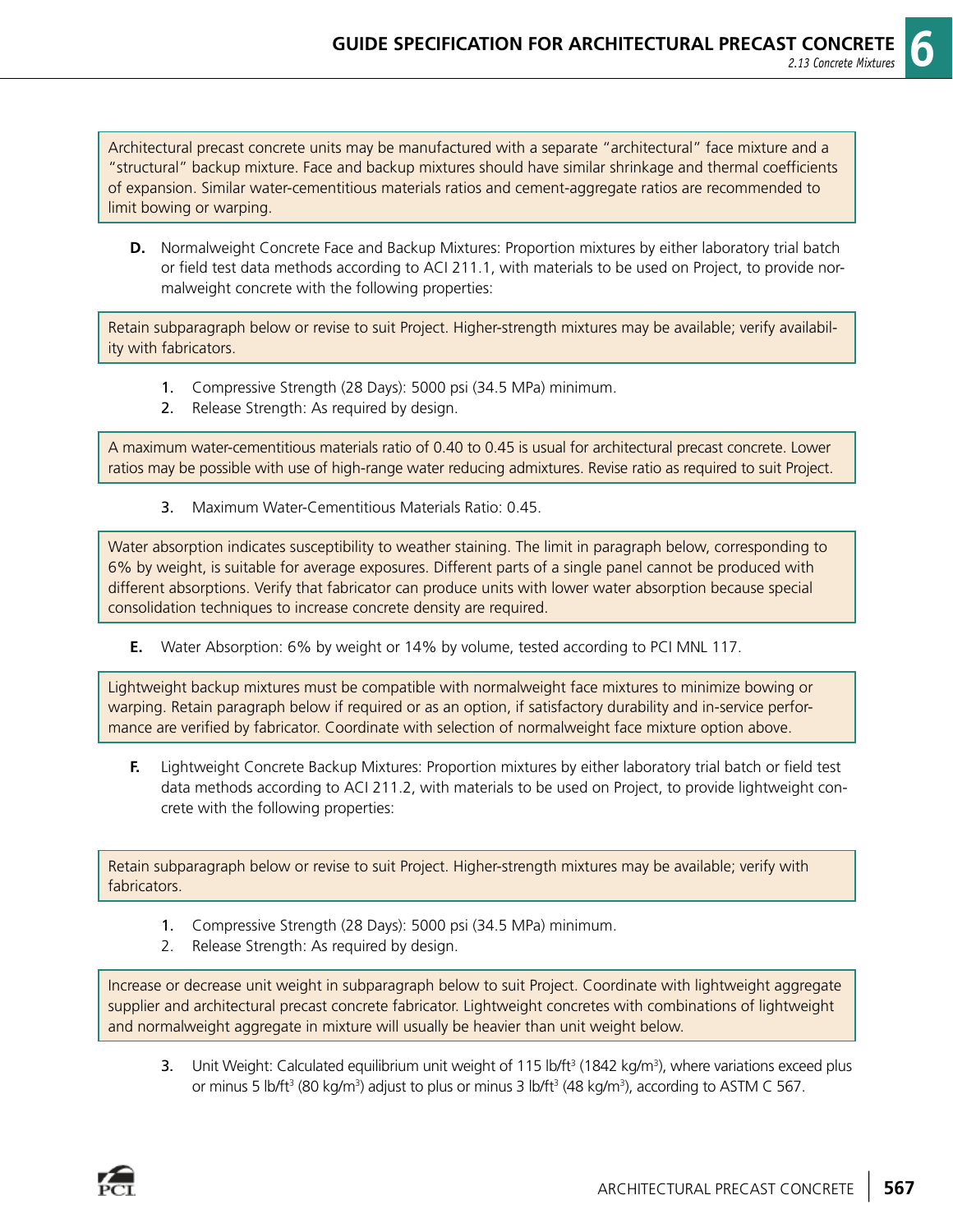Architectural precast concrete units may be manufactured with a separate "architectural" face mixture and a "structural" backup mixture. Face and backup mixtures should have similar shrinkage and thermal coefficients of expansion. Similar water-cementitious materials ratios and cement-aggregate ratios are recommended to limit bowing or warping.

**D.** Normalweight Concrete Face and Backup Mixtures: Proportion mixtures by either laboratory trial batch or field test data methods according to ACI 211.1, with materials to be used on Project, to provide normalweight concrete with the following properties:

Retain subparagraph below or revise to suit Project. Higher-strength mixtures may be available; verify availability with fabricators.

1. Compressive Strength (28 Days): 5000 psi (34.5 MPa) minimum.
2. Release Strength: As required by design.

A maximum water-cementitious materials ratio of 0.40 to 0.45 is usual for architectural precast concrete. Lower ratios may be possible with use of high-range water reducing admixtures. Revise ratio as required to suit Project.

3. Maximum Water-Cementitious Materials Ratio: 0.45.

Water absorption indicates susceptibility to weather staining. The limit in paragraph below, corresponding to 6% by weight, is suitable for average exposures. Different parts of a single panel cannot be produced with different absorptions. Verify that fabricator can produce units with lower water absorption because special consolidation techniques to increase concrete density are required.

**E.** Water Absorption: 6% by weight or 14% by volume, tested according to PCI MNL 117.

Lightweight backup mixtures must be compatible with normalweight face mixtures to minimize bowing or warping. Retain paragraph below if required or as an option, if satisfactory durability and in-service performance are verified by fabricator. Coordinate with selection of normalweight face mixture option above.

**F.** Lightweight Concrete Backup Mixtures: Proportion mixtures by either laboratory trial batch or field test data methods according to ACI 211.2, with materials to be used on Project, to provide lightweight concrete with the following properties:

Retain subparagraph below or revise to suit Project. Higher-strength mixtures may be available; verify with fabricators.

1. Compressive Strength (28 Days): 5000 psi (34.5 MPa) minimum.
2. Release Strength: As required by design.

Increase or decrease unit weight in subparagraph below to suit Project. Coordinate with lightweight aggregate supplier and architectural precast concrete fabricator. Lightweight concretes with combinations of lightweight and normalweight aggregate in mixture will usually be heavier than unit weight below.

3. Unit Weight: Calculated equilibrium unit weight of 115 lb/ft$^3$ (1842 kg/m$^3$), where variations exceed plus or minus 5 lb/ft$^3$ (80 kg/m$^3$) adjust to plus or minus 3 lb/ft$^3$ (48 kg/m$^3$), according to ASTM C 567.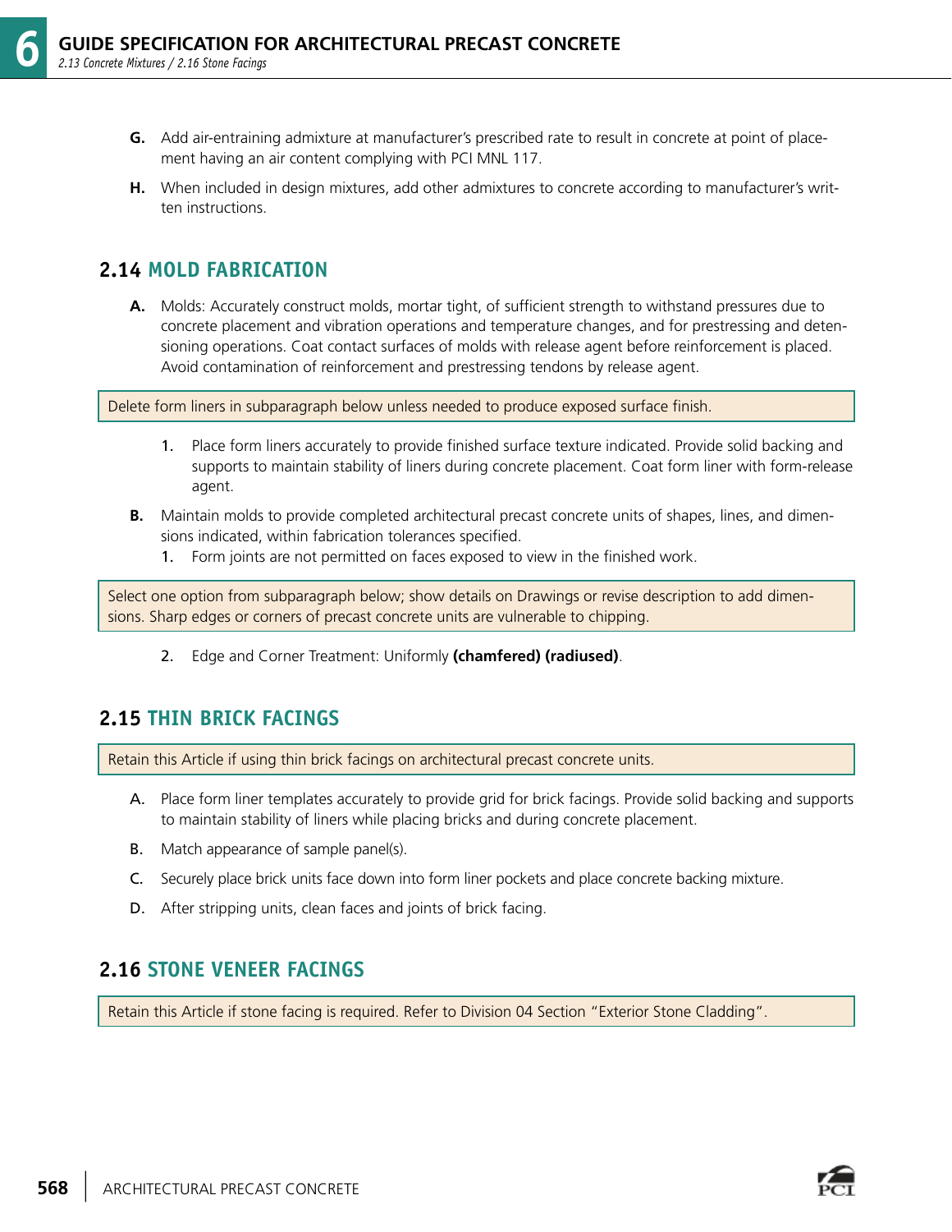G. Add air-entraining admixture at manufacturer's prescribed rate to result in concrete at point of placement having an air content complying with PCI MNL 117.

H. When included in design mixtures, add other admixtures to concrete according to manufacturer's written instructions.

## 2.14 MOLD FABRICATION

A. Molds: Accurately construct molds, mortar tight, of sufficient strength to withstand pressures due to concrete placement and vibration operations and temperature changes, and for prestressing and detensioning operations. Coat contact surfaces of molds with release agent before reinforcement is placed. Avoid contamination of reinforcement and prestressing tendons by release agent.

> Delete form liners in subparagraph below unless needed to produce exposed surface finish.

1. Place form liners accurately to provide finished surface texture indicated. Provide solid backing and supports to maintain stability of liners during concrete placement. Coat form liner with form-release agent.

B. Maintain molds to provide completed architectural precast concrete units of shapes, lines, and dimensions indicated, within fabrication tolerances specified.

1. Form joints are not permitted on faces exposed to view in the finished work.

> Select one option from subparagraph below; show details on Drawings or revise description to add dimensions. Sharp edges or corners of precast concrete units are vulnerable to chipping.

2. Edge and Corner Treatment: Uniformly **(chamfered) (radiused)**.

## 2.15 THIN BRICK FACINGS

> Retain this Article if using thin brick facings on architectural precast concrete units.

A. Place form liner templates accurately to provide grid for brick facings. Provide solid backing and supports to maintain stability of liners while placing bricks and during concrete placement.

B. Match appearance of sample panel(s).

C. Securely place brick units face down into form liner pockets and place concrete backing mixture.

D. After stripping units, clean faces and joints of brick facing.

## 2.16 STONE VENEER FACINGS

> Retain this Article if stone facing is required. Refer to Division 04 Section "Exterior Stone Cladding".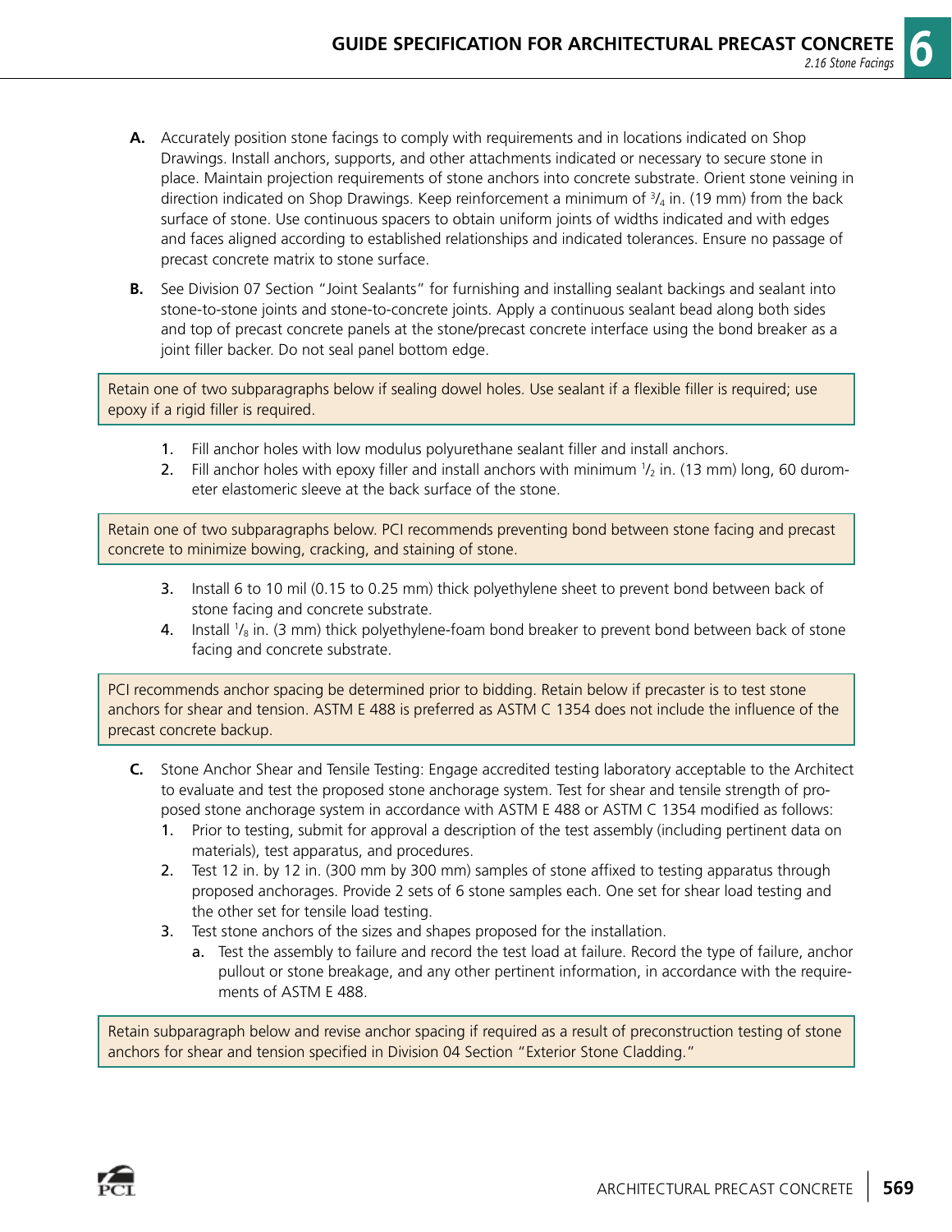**A.** Accurately position stone facings to comply with requirements and in locations indicated on Shop Drawings. Install anchors, supports, and other attachments indicated or necessary to secure stone in place. Maintain projection requirements of stone anchors into concrete substrate. Orient stone veining in direction indicated on Shop Drawings. Keep reinforcement a minimum of $^3/_4$ in. (19 mm) from the back surface of stone. Use continuous spacers to obtain uniform joints of widths indicated and with edges and faces aligned according to established relationships and indicated tolerances. Ensure no passage of precast concrete matrix to stone surface.

**B.** See Division 07 Section "Joint Sealants" for furnishing and installing sealant backings and sealant into stone-to-stone joints and stone-to-concrete joints. Apply a continuous sealant bead along both sides and top of precast concrete panels at the stone/precast concrete interface using the bond breaker as a joint filler backer. Do not seal panel bottom edge.

> Retain one of two subparagraphs below if sealing dowel holes. Use sealant if a flexible filler is required; use epoxy if a rigid filler is required.

1. Fill anchor holes with low modulus polyurethane sealant filler and install anchors.
2. Fill anchor holes with epoxy filler and install anchors with minimum $^1/_2$ in. (13 mm) long, 60 durometer elastomeric sleeve at the back surface of the stone.

> Retain one of two subparagraphs below. PCI recommends preventing bond between stone facing and precast concrete to minimize bowing, cracking, and staining of stone.

3. Install 6 to 10 mil (0.15 to 0.25 mm) thick polyethylene sheet to prevent bond between back of stone facing and concrete substrate.
4. Install $^1/_8$ in. (3 mm) thick polyethylene-foam bond breaker to prevent bond between back of stone facing and concrete substrate.

> PCI recommends anchor spacing be determined prior to bidding. Retain below if precaster is to test stone anchors for shear and tension. ASTM E 488 is preferred as ASTM C 1354 does not include the influence of the precast concrete backup.

**C.** Stone Anchor Shear and Tensile Testing: Engage accredited testing laboratory acceptable to the Architect to evaluate and test the proposed stone anchorage system. Test for shear and tensile strength of proposed stone anchorage system in accordance with ASTM E 488 or ASTM C 1354 modified as follows:

1. Prior to testing, submit for approval a description of the test assembly (including pertinent data on materials), test apparatus, and procedures.
2. Test 12 in. by 12 in. (300 mm by 300 mm) samples of stone affixed to testing apparatus through proposed anchorages. Provide 2 sets of 6 stone samples each. One set for shear load testing and the other set for tensile load testing.
3. Test stone anchors of the sizes and shapes proposed for the installation.
   a. Test the assembly to failure and record the test load at failure. Record the type of failure, anchor pullout or stone breakage, and any other pertinent information, in accordance with the requirements of ASTM E 488.

> Retain subparagraph below and revise anchor spacing if required as a result of preconstruction testing of stone anchors for shear and tension specified in Division 04 Section "Exterior Stone Cladding."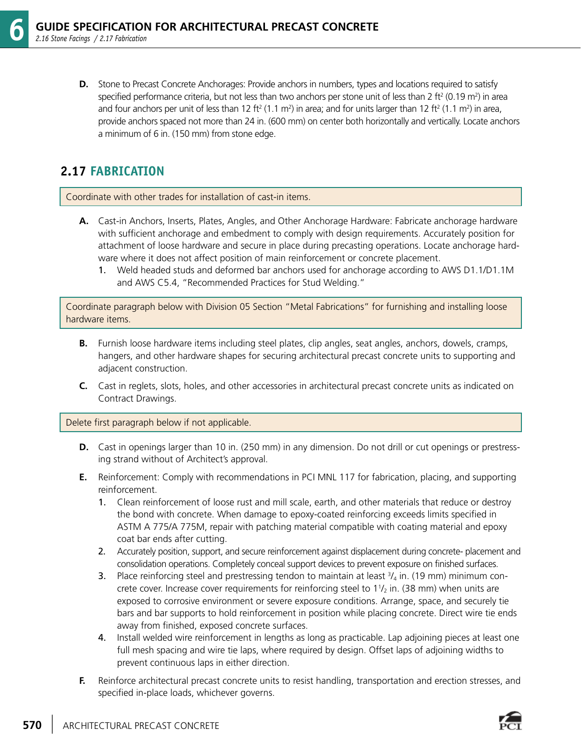**D.** Stone to Precast Concrete Anchorages: Provide anchors in numbers, types and locations required to satisfy specified performance criteria, but not less than two anchors per stone unit of less than 2 $ft^2$ (0.19 $m^2$) in area and four anchors per unit of less than 12 $ft^2$ (1.1 $m^2$) in area; and for units larger than 12 $ft^2$ (1.1 $m^2$) in area, provide anchors spaced not more than 24 in. (600 mm) on center both horizontally and vertically. Locate anchors a minimum of 6 in. (150 mm) from stone edge.

## 2.17 FABRICATION

> Coordinate with other trades for installation of cast-in items.

**A.** Cast-in Anchors, Inserts, Plates, Angles, and Other Anchorage Hardware: Fabricate anchorage hardware with sufficient anchorage and embedment to comply with design requirements. Accurately position for attachment of loose hardware and secure in place during precasting operations. Locate anchorage hardware where it does not affect position of main reinforcement or concrete placement.

1. Weld headed studs and deformed bar anchors used for anchorage according to AWS D1.1/D1.1M and AWS C5.4, "Recommended Practices for Stud Welding."

> Coordinate paragraph below with Division 05 Section "Metal Fabrications" for furnishing and installing loose hardware items.

**B.** Furnish loose hardware items including steel plates, clip angles, seat angles, anchors, dowels, cramps, hangers, and other hardware shapes for securing architectural precast concrete units to supporting and adjacent construction.

**C.** Cast in reglets, slots, holes, and other accessories in architectural precast concrete units as indicated on Contract Drawings.

> Delete first paragraph below if not applicable.

**D.** Cast in openings larger than 10 in. (250 mm) in any dimension. Do not drill or cut openings or prestressing strand without of Architect's approval.

**E.** Reinforcement: Comply with recommendations in PCI MNL 117 for fabrication, placing, and supporting reinforcement.

1. Clean reinforcement of loose rust and mill scale, earth, and other materials that reduce or destroy the bond with concrete. When damage to epoxy-coated reinforcing exceeds limits specified in ASTM A 775/A 775M, repair with patching material compatible with coating material and epoxy coat bar ends after cutting.
2. Accurately position, support, and secure reinforcement against displacement during concrete- placement and consolidation operations. Completely conceal support devices to prevent exposure on finished surfaces.
3. Place reinforcing steel and prestressing tendon to maintain at least 3/4 in. (19 mm) minimum concrete cover. Increase cover requirements for reinforcing steel to 1 1/2 in. (38 mm) when units are exposed to corrosive environment or severe exposure conditions. Arrange, space, and securely tie bars and bar supports to hold reinforcement in position while placing concrete. Direct wire tie ends away from finished, exposed concrete surfaces.
4. Install welded wire reinforcement in lengths as long as practicable. Lap adjoining pieces at least one full mesh spacing and wire tie laps, where required by design. Offset laps of adjoining widths to prevent continuous laps in either direction.

**F.** Reinforce architectural precast concrete units to resist handling, transportation and erection stresses, and specified in-place loads, whichever governs.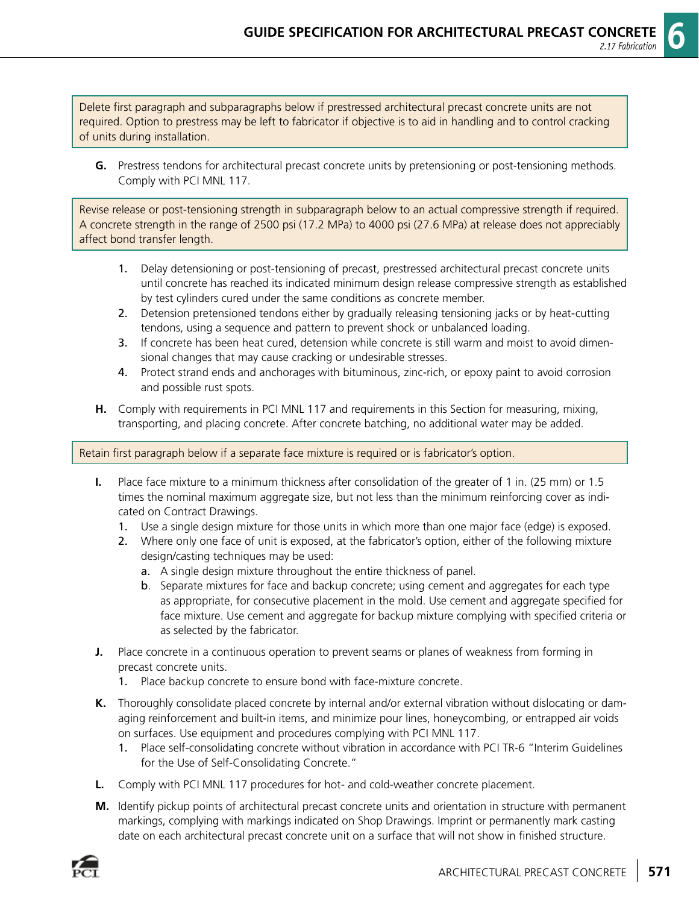> Delete first paragraph and subparagraphs below if prestressed architectural precast concrete units are not required. Option to prestress may be left to fabricator if objective is to aid in handling and to control cracking of units during installation.

**G.** Prestress tendons for architectural precast concrete units by pretensioning or post-tensioning methods. Comply with PCI MNL 117.

> Revise release or post-tensioning strength in subparagraph below to an actual compressive strength if required. A concrete strength in the range of 2500 psi (17.2 MPa) to 4000 psi (27.6 MPa) at release does not appreciably affect bond transfer length.

1. Delay detensioning or post-tensioning of precast, prestressed architectural precast concrete units until concrete has reached its indicated minimum design release compressive strength as established by test cylinders cured under the same conditions as concrete member.
2. Detension pretensioned tendons either by gradually releasing tensioning jacks or by heat-cutting tendons, using a sequence and pattern to prevent shock or unbalanced loading.
3. If concrete has been heat cured, detension while concrete is still warm and moist to avoid dimensional changes that may cause cracking or undesirable stresses.
4. Protect strand ends and anchorages with bituminous, zinc-rich, or epoxy paint to avoid corrosion and possible rust spots.

**H.** Comply with requirements in PCI MNL 117 and requirements in this Section for measuring, mixing, transporting, and placing concrete. After concrete batching, no additional water may be added.

> Retain first paragraph below if a separate face mixture is required or is fabricator's option.

**I.** Place face mixture to a minimum thickness after consolidation of the greater of 1 in. (25 mm) or 1.5 times the nominal maximum aggregate size, but not less than the minimum reinforcing cover as indicated on Contract Drawings.

1. Use a single design mixture for those units in which more than one major face (edge) is exposed.
2. Where only one face of unit is exposed, at the fabricator's option, either of the following mixture design/casting techniques may be used:
   a. A single design mixture throughout the entire thickness of panel.
   b. Separate mixtures for face and backup concrete; using cement and aggregates for each type as appropriate, for consecutive placement in the mold. Use cement and aggregate specified for face mixture. Use cement and aggregate for backup mixture complying with specified criteria or as selected by the fabricator.

**J.** Place concrete in a continuous operation to prevent seams or planes of weakness from forming in precast concrete units.

1. Place backup concrete to ensure bond with face-mixture concrete.

**K.** Thoroughly consolidate placed concrete by internal and/or external vibration without dislocating or damaging reinforcement and built-in items, and minimize pour lines, honeycombing, or entrapped air voids on surfaces. Use equipment and procedures complying with PCI MNL 117.

1. Place self-consolidating concrete without vibration in accordance with PCI TR-6 "Interim Guidelines for the Use of Self-Consolidating Concrete."

**L.** Comply with PCI MNL 117 procedures for hot- and cold-weather concrete placement.

**M.** Identify pickup points of architectural precast concrete units and orientation in structure with permanent markings, complying with markings indicated on Shop Drawings. Imprint or permanently mark casting date on each architectural precast concrete unit on a surface that will not show in finished structure.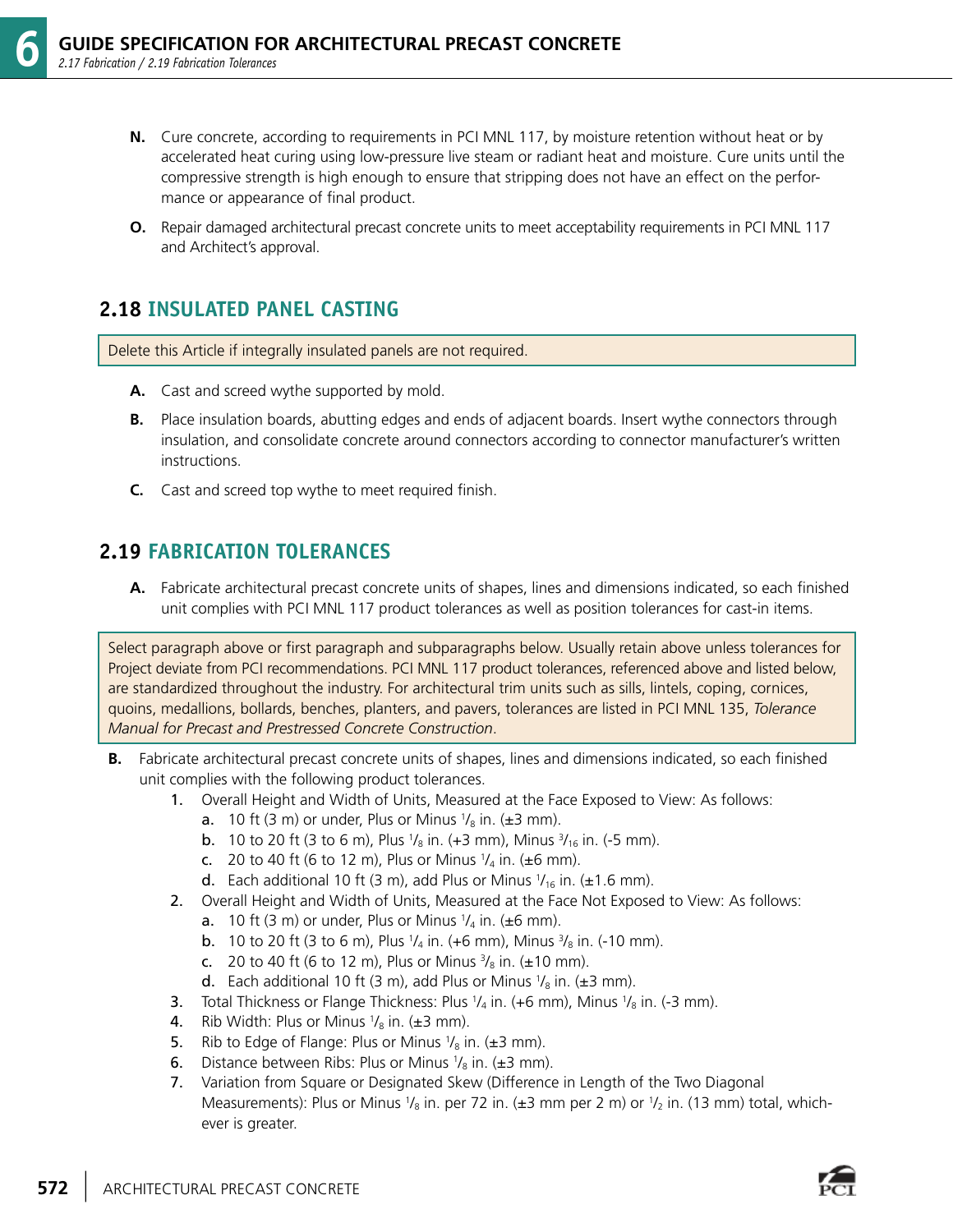**N.** Cure concrete, according to requirements in PCI MNL 117, by moisture retention without heat or by accelerated heat curing using low-pressure live steam or radiant heat and moisture. Cure units until the compressive strength is high enough to ensure that stripping does not have an effect on the performance or appearance of final product.

**O.** Repair damaged architectural precast concrete units to meet acceptability requirements in PCI MNL 117 and Architect's approval.

## 2.18 INSULATED PANEL CASTING

Delete this Article if integrally insulated panels are not required.

**A.** Cast and screed wythe supported by mold.

**B.** Place insulation boards, abutting edges and ends of adjacent boards. Insert wythe connectors through insulation, and consolidate concrete around connectors according to connector manufacturer's written instructions.

**C.** Cast and screed top wythe to meet required finish.

## 2.19 FABRICATION TOLERANCES

**A.** Fabricate architectural precast concrete units of shapes, lines and dimensions indicated, so each finished unit complies with PCI MNL 117 product tolerances as well as position tolerances for cast-in items.

Select paragraph above or first paragraph and subparagraphs below. Usually retain above unless tolerances for Project deviate from PCI recommendations. PCI MNL 117 product tolerances, referenced above and listed below, are standardized throughout the industry. For architectural trim units such as sills, lintels, coping, cornices, quoins, medallions, bollards, benches, planters, and pavers, tolerances are listed in PCI MNL 135, *Tolerance Manual for Precast and Prestressed Concrete Construction*.

**B.** Fabricate architectural precast concrete units of shapes, lines and dimensions indicated, so each finished unit complies with the following product tolerances.

1. Overall Height and Width of Units, Measured at the Face Exposed to View: As follows:
   - **a.** 10 ft (3 m) or under, Plus or Minus 1/8 in. (±3 mm).
   - **b.** 10 to 20 ft (3 to 6 m), Plus 1/8 in. (+3 mm), Minus 3/16 in. (-5 mm).
   - **c.** 20 to 40 ft (6 to 12 m), Plus or Minus 1/4 in. (±6 mm).
   - **d.** Each additional 10 ft (3 m), add Plus or Minus 1/16 in. (±1.6 mm).
2. Overall Height and Width of Units, Measured at the Face Not Exposed to View: As follows:
   - **a.** 10 ft (3 m) or under, Plus or Minus 1/4 in. (±6 mm).
   - **b.** 10 to 20 ft (3 to 6 m), Plus 1/4 in. (+6 mm), Minus 3/8 in. (-10 mm).
   - **c.** 20 to 40 ft (6 to 12 m), Plus or Minus 3/8 in. (±10 mm).
   - **d.** Each additional 10 ft (3 m), add Plus or Minus 1/8 in. (±3 mm).
3. Total Thickness or Flange Thickness: Plus 1/4 in. (+6 mm), Minus 1/8 in. (-3 mm).
4. Rib Width: Plus or Minus 1/8 in. (±3 mm).
5. Rib to Edge of Flange: Plus or Minus 1/8 in. (±3 mm).
6. Distance between Ribs: Plus or Minus 1/8 in. (±3 mm).
7. Variation from Square or Designated Skew (Difference in Length of the Two Diagonal Measurements): Plus or Minus 1/8 in. per 72 in. (±3 mm per 2 m) or 1/2 in. (13 mm) total, whichever is greater.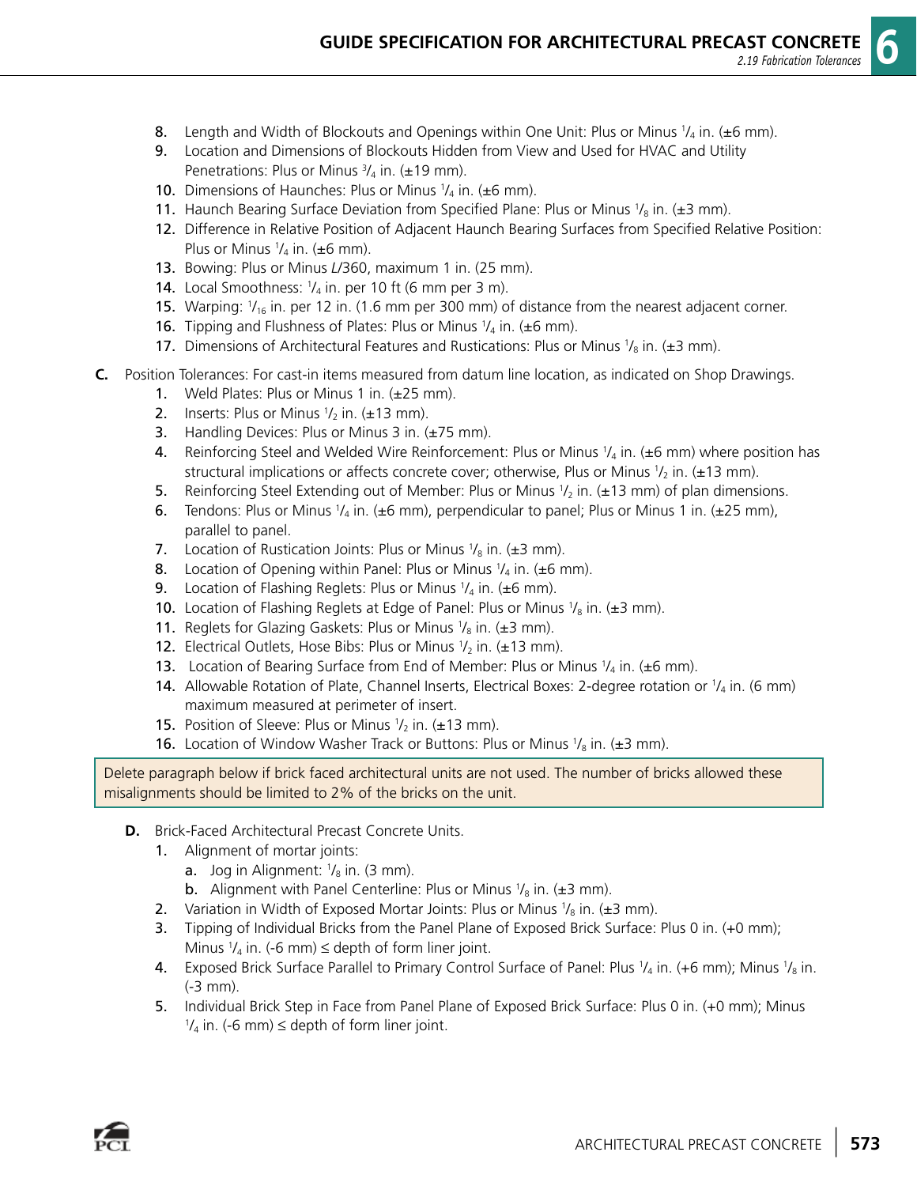8. Length and Width of Blockouts and Openings within One Unit: Plus or Minus 1/4 in. (±6 mm).
9. Location and Dimensions of Blockouts Hidden from View and Used for HVAC and Utility Penetrations: Plus or Minus 3/4 in. (±19 mm).
10. Dimensions of Haunches: Plus or Minus 1/4 in. (±6 mm).
11. Haunch Bearing Surface Deviation from Specified Plane: Plus or Minus 1/8 in. (±3 mm).
12. Difference in Relative Position of Adjacent Haunch Bearing Surfaces from Specified Relative Position: Plus or Minus 1/4 in. (±6 mm).
13. Bowing: Plus or Minus *L*/360, maximum 1 in. (25 mm).
14. Local Smoothness: 1/4 in. per 10 ft (6 mm per 3 m).
15. Warping: 1/16 in. per 12 in. (1.6 mm per 300 mm) of distance from the nearest adjacent corner.
16. Tipping and Flushness of Plates: Plus or Minus 1/4 in. (±6 mm).
17. Dimensions of Architectural Features and Rustications: Plus or Minus 1/8 in. (±3 mm).

**C.** Position Tolerances: For cast-in items measured from datum line location, as indicated on Shop Drawings.

1. Weld Plates: Plus or Minus 1 in. (±25 mm).
2. Inserts: Plus or Minus 1/2 in. (±13 mm).
3. Handling Devices: Plus or Minus 3 in. (±75 mm).
4. Reinforcing Steel and Welded Wire Reinforcement: Plus or Minus 1/4 in. (±6 mm) where position has structural implications or affects concrete cover; otherwise, Plus or Minus 1/2 in. (±13 mm).
5. Reinforcing Steel Extending out of Member: Plus or Minus 1/2 in. (±13 mm) of plan dimensions.
6. Tendons: Plus or Minus 1/4 in. (±6 mm), perpendicular to panel; Plus or Minus 1 in. (±25 mm), parallel to panel.
7. Location of Rustication Joints: Plus or Minus 1/8 in. (±3 mm).
8. Location of Opening within Panel: Plus or Minus 1/4 in. (±6 mm).
9. Location of Flashing Reglets: Plus or Minus 1/4 in. (±6 mm).
10. Location of Flashing Reglets at Edge of Panel: Plus or Minus 1/8 in. (±3 mm).
11. Reglets for Glazing Gaskets: Plus or Minus 1/8 in. (±3 mm).
12. Electrical Outlets, Hose Bibs: Plus or Minus 1/2 in. (±13 mm).
13. Location of Bearing Surface from End of Member: Plus or Minus 1/4 in. (±6 mm).
14. Allowable Rotation of Plate, Channel Inserts, Electrical Boxes: 2-degree rotation or 1/4 in. (6 mm) maximum measured at perimeter of insert.
15. Position of Sleeve: Plus or Minus 1/2 in. (±13 mm).
16. Location of Window Washer Track or Buttons: Plus or Minus 1/8 in. (±3 mm).

> Delete paragraph below if brick faced architectural units are not used. The number of bricks allowed these misalignments should be limited to 2% of the bricks on the unit.

**D.** Brick-Faced Architectural Precast Concrete Units.

1. Alignment of mortar joints:
   a. Jog in Alignment: 1/8 in. (3 mm).
   b. Alignment with Panel Centerline: Plus or Minus 1/8 in. (±3 mm).
2. Variation in Width of Exposed Mortar Joints: Plus or Minus 1/8 in. (±3 mm).
3. Tipping of Individual Bricks from the Panel Plane of Exposed Brick Surface: Plus 0 in. (+0 mm); Minus 1/4 in. (-6 mm) ≤ depth of form liner joint.
4. Exposed Brick Surface Parallel to Primary Control Surface of Panel: Plus 1/4 in. (+6 mm); Minus 1/8 in. (-3 mm).
5. Individual Brick Step in Face from Panel Plane of Exposed Brick Surface: Plus 0 in. (+0 mm); Minus 1/4 in. (-6 mm) ≤ depth of form liner joint.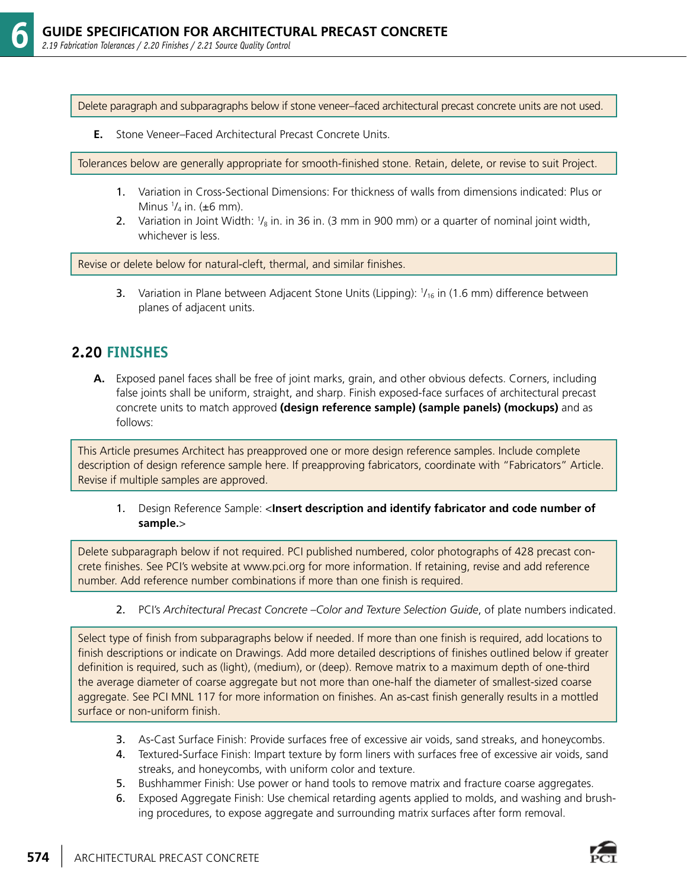Delete paragraph and subparagraphs below if stone veneer–faced architectural precast concrete units are not used.

**E.** Stone Veneer–Faced Architectural Precast Concrete Units.

Tolerances below are generally appropriate for smooth-finished stone. Retain, delete, or revise to suit Project.

1. Variation in Cross-Sectional Dimensions: For thickness of walls from dimensions indicated: Plus or Minus $^1/_4$ in. (±6 mm).
2. Variation in Joint Width: $^1/_8$ in. in 36 in. (3 mm in 900 mm) or a quarter of nominal joint width, whichever is less.

Revise or delete below for natural-cleft, thermal, and similar finishes.

3. Variation in Plane between Adjacent Stone Units (Lipping): $^1/_{16}$ in (1.6 mm) difference between planes of adjacent units.

## 2.20 FINISHES

**A.** Exposed panel faces shall be free of joint marks, grain, and other obvious defects. Corners, including false joints shall be uniform, straight, and sharp. Finish exposed-face surfaces of architectural precast concrete units to match approved **(design reference sample) (sample panels) (mockups)** and as follows:

This Article presumes Architect has preapproved one or more design reference samples. Include complete description of design reference sample here. If preapproving fabricators, coordinate with "Fabricators" Article. Revise if multiple samples are approved.

1. Design Reference Sample: <**Insert description and identify fabricator and code number of sample.**>

Delete subparagraph below if not required. PCI published numbered, color photographs of 428 precast concrete finishes. See PCI's website at www.pci.org for more information. If retaining, revise and add reference number. Add reference number combinations if more than one finish is required.

2. PCI's *Architectural Precast Concrete –Color and Texture Selection Guide*, of plate numbers indicated.

Select type of finish from subparagraphs below if needed. If more than one finish is required, add locations to finish descriptions or indicate on Drawings. Add more detailed descriptions of finishes outlined below if greater definition is required, such as (light), (medium), or (deep). Remove matrix to a maximum depth of one-third the average diameter of coarse aggregate but not more than one-half the diameter of smallest-sized coarse aggregate. See PCI MNL 117 for more information on finishes. An as-cast finish generally results in a mottled surface or non-uniform finish.

3. As-Cast Surface Finish: Provide surfaces free of excessive air voids, sand streaks, and honeycombs.
4. Textured-Surface Finish: Impart texture by form liners with surfaces free of excessive air voids, sand streaks, and honeycombs, with uniform color and texture.
5. Bushhammer Finish: Use power or hand tools to remove matrix and fracture coarse aggregates.
6. Exposed Aggregate Finish: Use chemical retarding agents applied to molds, and washing and brushing procedures, to expose aggregate and surrounding matrix surfaces after form removal.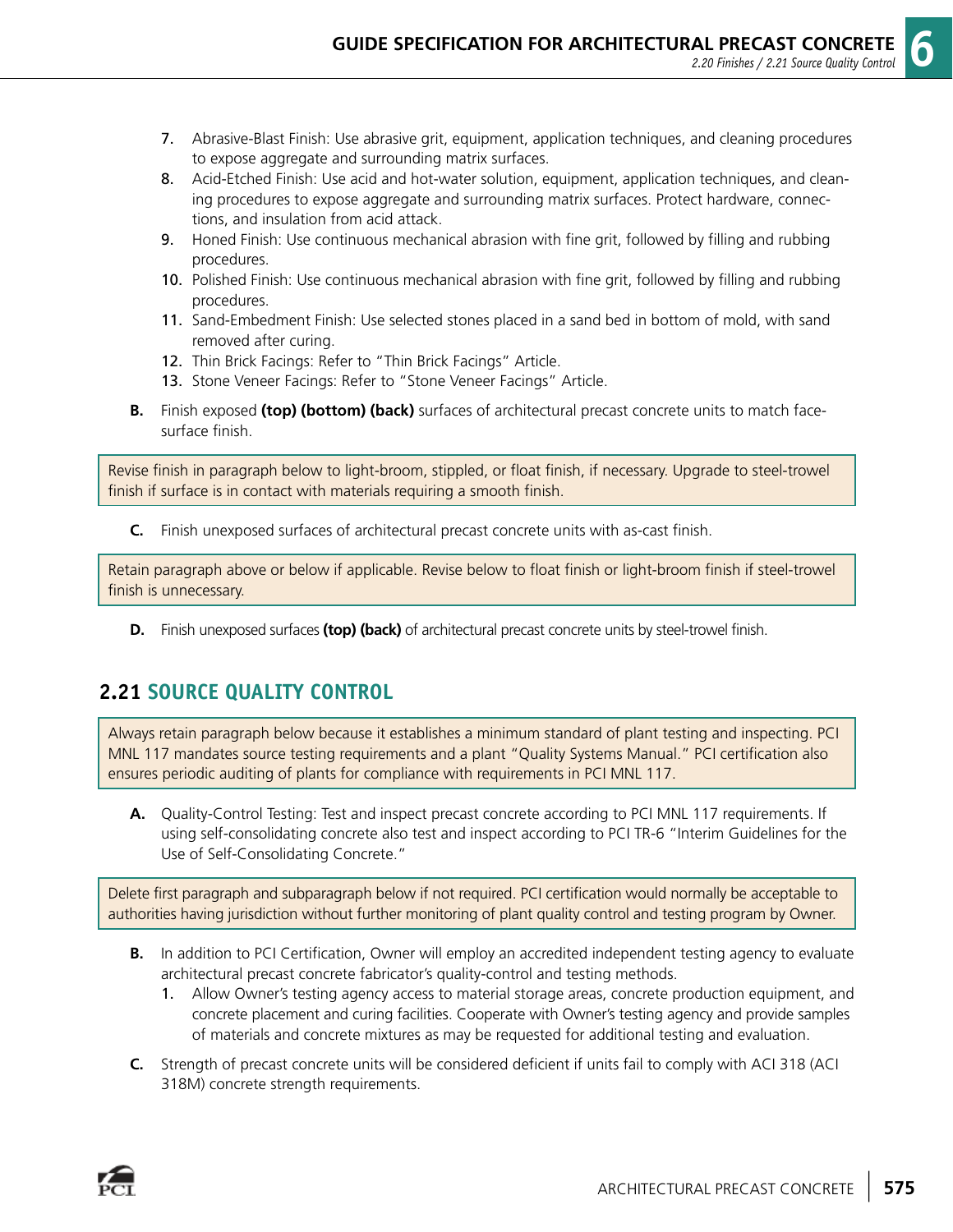7. Abrasive-Blast Finish: Use abrasive grit, equipment, application techniques, and cleaning procedures to expose aggregate and surrounding matrix surfaces.
8. Acid-Etched Finish: Use acid and hot-water solution, equipment, application techniques, and cleaning procedures to expose aggregate and surrounding matrix surfaces. Protect hardware, connections, and insulation from acid attack.
9. Honed Finish: Use continuous mechanical abrasion with fine grit, followed by filling and rubbing procedures.
10. Polished Finish: Use continuous mechanical abrasion with fine grit, followed by filling and rubbing procedures.
11. Sand-Embedment Finish: Use selected stones placed in a sand bed in bottom of mold, with sand removed after curing.
12. Thin Brick Facings: Refer to "Thin Brick Facings" Article.
13. Stone Veneer Facings: Refer to "Stone Veneer Facings" Article.

**B.** Finish exposed **(top) (bottom) (back)** surfaces of architectural precast concrete units to match face-surface finish.

> Revise finish in paragraph below to light-broom, stippled, or float finish, if necessary. Upgrade to steel-trowel finish if surface is in contact with materials requiring a smooth finish.

**C.** Finish unexposed surfaces of architectural precast concrete units with as-cast finish.

> Retain paragraph above or below if applicable. Revise below to float finish or light-broom finish if steel-trowel finish is unnecessary.

**D.** Finish unexposed surfaces **(top) (back)** of architectural precast concrete units by steel-trowel finish.

## 2.21 SOURCE QUALITY CONTROL

> Always retain paragraph below because it establishes a minimum standard of plant testing and inspecting. PCI MNL 117 mandates source testing requirements and a plant "Quality Systems Manual." PCI certification also ensures periodic auditing of plants for compliance with requirements in PCI MNL 117.

**A.** Quality-Control Testing: Test and inspect precast concrete according to PCI MNL 117 requirements. If using self-consolidating concrete also test and inspect according to PCI TR-6 "Interim Guidelines for the Use of Self-Consolidating Concrete."

> Delete first paragraph and subparagraph below if not required. PCI certification would normally be acceptable to authorities having jurisdiction without further monitoring of plant quality control and testing program by Owner.

**B.** In addition to PCI Certification, Owner will employ an accredited independent testing agency to evaluate architectural precast concrete fabricator's quality-control and testing methods.

1. Allow Owner's testing agency access to material storage areas, concrete production equipment, and concrete placement and curing facilities. Cooperate with Owner's testing agency and provide samples of materials and concrete mixtures as may be requested for additional testing and evaluation.

**C.** Strength of precast concrete units will be considered deficient if units fail to comply with ACI 318 (ACI 318M) concrete strength requirements.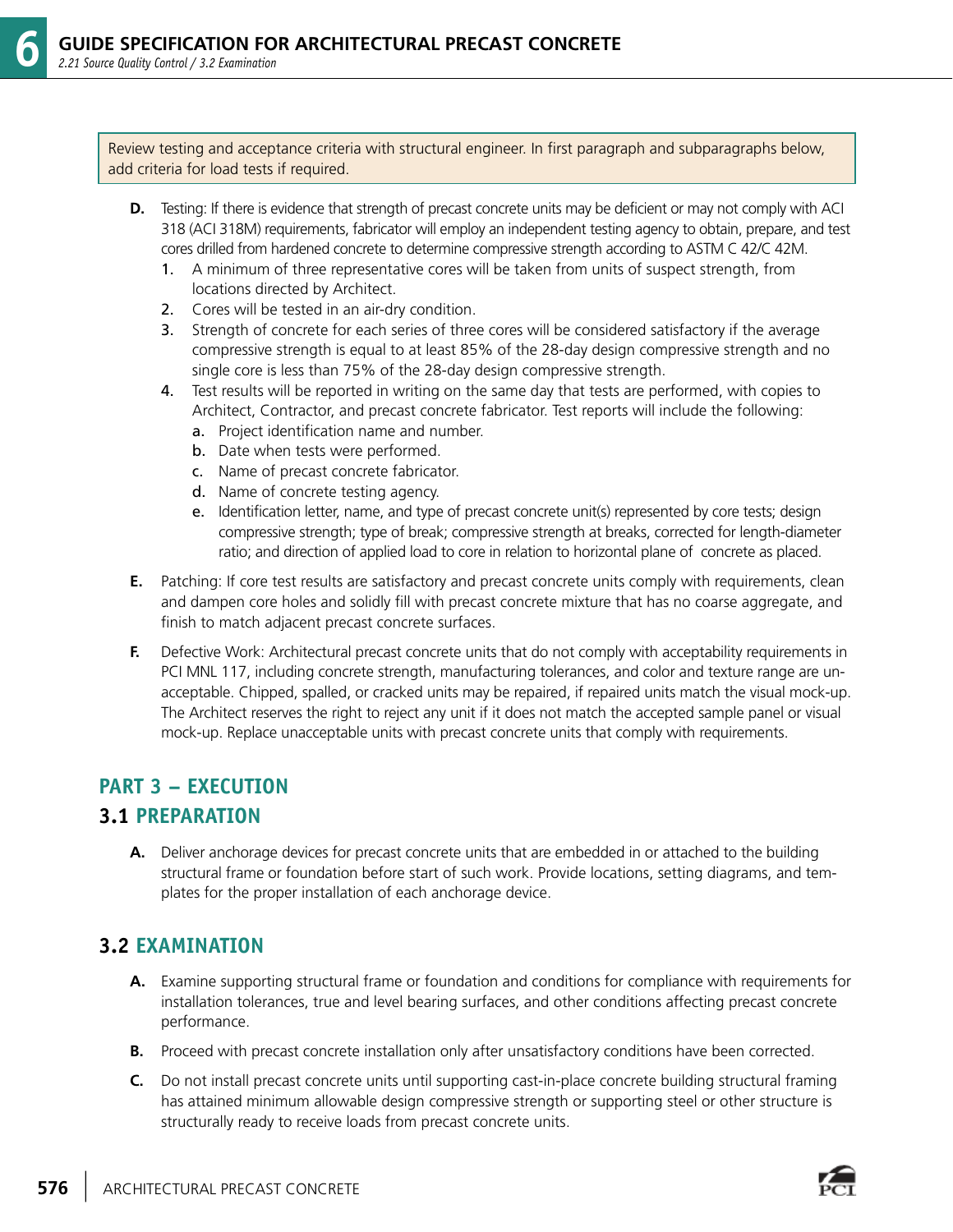Review testing and acceptance criteria with structural engineer. In first paragraph and subparagraphs below, add criteria for load tests if required.

**D.** Testing: If there is evidence that strength of precast concrete units may be deficient or may not comply with ACI 318 (ACI 318M) requirements, fabricator will employ an independent testing agency to obtain, prepare, and test cores drilled from hardened concrete to determine compressive strength according to ASTM C 42/C 42M.

1. A minimum of three representative cores will be taken from units of suspect strength, from locations directed by Architect.
2. Cores will be tested in an air-dry condition.
3. Strength of concrete for each series of three cores will be considered satisfactory if the average compressive strength is equal to at least 85% of the 28-day design compressive strength and no single core is less than 75% of the 28-day design compressive strength.
4. Test results will be reported in writing on the same day that tests are performed, with copies to Architect, Contractor, and precast concrete fabricator. Test reports will include the following:
   - a. Project identification name and number.
   - b. Date when tests were performed.
   - c. Name of precast concrete fabricator.
   - d. Name of concrete testing agency.
   - e. Identification letter, name, and type of precast concrete unit(s) represented by core tests; design compressive strength; type of break; compressive strength at breaks, corrected for length-diameter ratio; and direction of applied load to core in relation to horizontal plane of concrete as placed.

**E.** Patching: If core test results are satisfactory and precast concrete units comply with requirements, clean and dampen core holes and solidly fill with precast concrete mixture that has no coarse aggregate, and finish to match adjacent precast concrete surfaces.

**F.** Defective Work: Architectural precast concrete units that do not comply with acceptability requirements in PCI MNL 117, including concrete strength, manufacturing tolerances, and color and texture range are unacceptable. Chipped, spalled, or cracked units may be repaired, if repaired units match the visual mock-up. The Architect reserves the right to reject any unit if it does not match the accepted sample panel or visual mock-up. Replace unacceptable units with precast concrete units that comply with requirements.

## PART 3 – EXECUTION

### 3.1 PREPARATION

**A.** Deliver anchorage devices for precast concrete units that are embedded in or attached to the building structural frame or foundation before start of such work. Provide locations, setting diagrams, and templates for the proper installation of each anchorage device.

### 3.2 EXAMINATION

**A.** Examine supporting structural frame or foundation and conditions for compliance with requirements for installation tolerances, true and level bearing surfaces, and other conditions affecting precast concrete performance.

**B.** Proceed with precast concrete installation only after unsatisfactory conditions have been corrected.

**C.** Do not install precast concrete units until supporting cast-in-place concrete building structural framing has attained minimum allowable design compressive strength or supporting steel or other structure is structurally ready to receive loads from precast concrete units.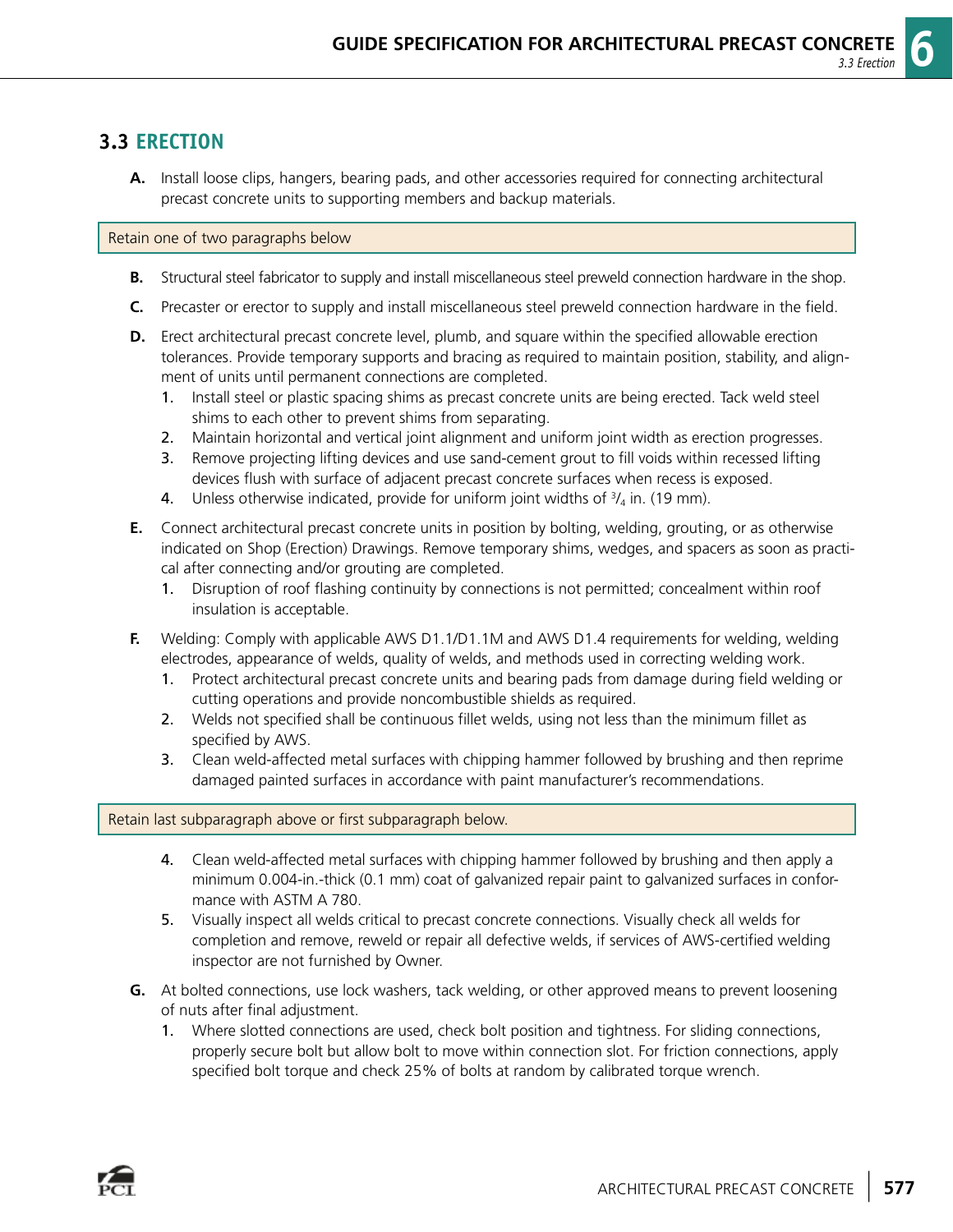## 3.3 ERECTION

**A.** Install loose clips, hangers, bearing pads, and other accessories required for connecting architectural precast concrete units to supporting members and backup materials.

Retain one of two paragraphs below

**B.** Structural steel fabricator to supply and install miscellaneous steel preweld connection hardware in the shop.

**C.** Precaster or erector to supply and install miscellaneous steel preweld connection hardware in the field.

**D.** Erect architectural precast concrete level, plumb, and square within the specified allowable erection tolerances. Provide temporary supports and bracing as required to maintain position, stability, and alignment of units until permanent connections are completed.

1. Install steel or plastic spacing shims as precast concrete units are being erected. Tack weld steel shims to each other to prevent shims from separating.
2. Maintain horizontal and vertical joint alignment and uniform joint width as erection progresses.
3. Remove projecting lifting devices and use sand-cement grout to fill voids within recessed lifting devices flush with surface of adjacent precast concrete surfaces when recess is exposed.
4. Unless otherwise indicated, provide for uniform joint widths of 3/4 in. (19 mm).

**E.** Connect architectural precast concrete units in position by bolting, welding, grouting, or as otherwise indicated on Shop (Erection) Drawings. Remove temporary shims, wedges, and spacers as soon as practical after connecting and/or grouting are completed.

1. Disruption of roof flashing continuity by connections is not permitted; concealment within roof insulation is acceptable.

**F.** Welding: Comply with applicable AWS D1.1/D1.1M and AWS D1.4 requirements for welding, welding electrodes, appearance of welds, quality of welds, and methods used in correcting welding work.

1. Protect architectural precast concrete units and bearing pads from damage during field welding or cutting operations and provide noncombustible shields as required.
2. Welds not specified shall be continuous fillet welds, using not less than the minimum fillet as specified by AWS.
3. Clean weld-affected metal surfaces with chipping hammer followed by brushing and then reprime damaged painted surfaces in accordance with paint manufacturer's recommendations.

Retain last subparagraph above or first subparagraph below.

4. Clean weld-affected metal surfaces with chipping hammer followed by brushing and then apply a minimum 0.004-in.-thick (0.1 mm) coat of galvanized repair paint to galvanized surfaces in conformance with ASTM A 780.
5. Visually inspect all welds critical to precast concrete connections. Visually check all welds for completion and remove, reweld or repair all defective welds, if services of AWS-certified welding inspector are not furnished by Owner.

**G.** At bolted connections, use lock washers, tack welding, or other approved means to prevent loosening of nuts after final adjustment.

1. Where slotted connections are used, check bolt position and tightness. For sliding connections, properly secure bolt but allow bolt to move within connection slot. For friction connections, apply specified bolt torque and check 25% of bolts at random by calibrated torque wrench.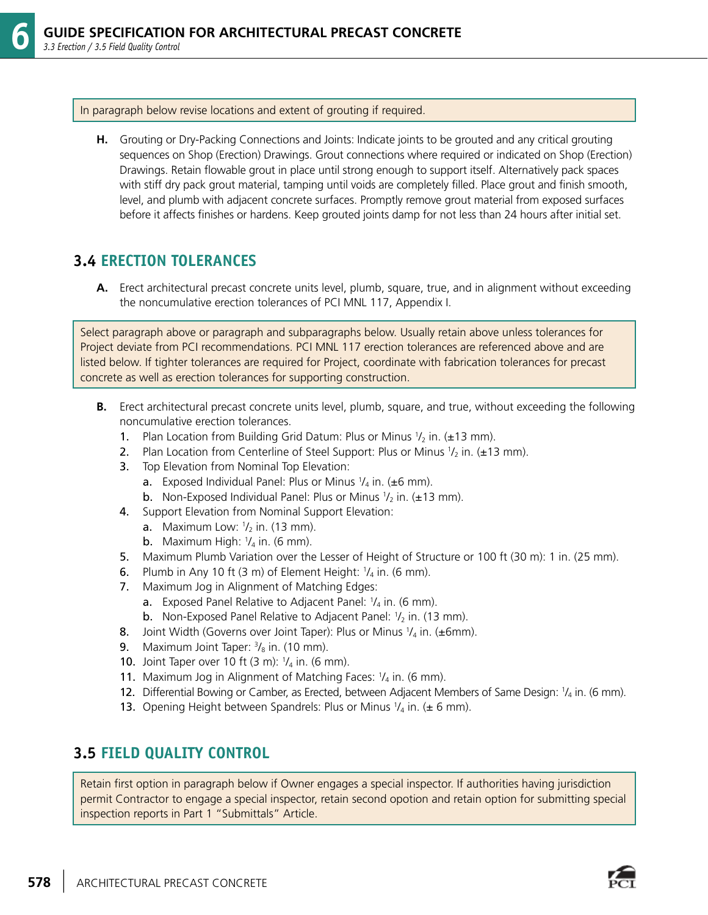In paragraph below revise locations and extent of grouting if required.

**H.** Grouting or Dry-Packing Connections and Joints: Indicate joints to be grouted and any critical grouting sequences on Shop (Erection) Drawings. Grout connections where required or indicated on Shop (Erection) Drawings. Retain flowable grout in place until strong enough to support itself. Alternatively pack spaces with stiff dry pack grout material, tamping until voids are completely filled. Place grout and finish smooth, level, and plumb with adjacent concrete surfaces. Promptly remove grout material from exposed surfaces before it affects finishes or hardens. Keep grouted joints damp for not less than 24 hours after initial set.

## 3.4 ERECTION TOLERANCES

**A.** Erect architectural precast concrete units level, plumb, square, true, and in alignment without exceeding the noncumulative erection tolerances of PCI MNL 117, Appendix I.

Select paragraph above or paragraph and subparagraphs below. Usually retain above unless tolerances for Project deviate from PCI recommendations. PCI MNL 117 erection tolerances are referenced above and are listed below. If tighter tolerances are required for Project, coordinate with fabrication tolerances for precast concrete as well as erection tolerances for supporting construction.

**B.** Erect architectural precast concrete units level, plumb, square, and true, without exceeding the following noncumulative erection tolerances.

1. Plan Location from Building Grid Datum: Plus or Minus 1/2 in. (±13 mm).
2. Plan Location from Centerline of Steel Support: Plus or Minus 1/2 in. (±13 mm).
3. Top Elevation from Nominal Top Elevation:
   a. Exposed Individual Panel: Plus or Minus 1/4 in. (±6 mm).
   b. Non-Exposed Individual Panel: Plus or Minus 1/2 in. (±13 mm).
4. Support Elevation from Nominal Support Elevation:
   a. Maximum Low: 1/2 in. (13 mm).
   b. Maximum High: 1/4 in. (6 mm).
5. Maximum Plumb Variation over the Lesser of Height of Structure or 100 ft (30 m): 1 in. (25 mm).
6. Plumb in Any 10 ft (3 m) of Element Height: 1/4 in. (6 mm).
7. Maximum Jog in Alignment of Matching Edges:
   a. Exposed Panel Relative to Adjacent Panel: 1/4 in. (6 mm).
   b. Non-Exposed Panel Relative to Adjacent Panel: 1/2 in. (13 mm).
8. Joint Width (Governs over Joint Taper): Plus or Minus 1/4 in. (±6mm).
9. Maximum Joint Taper: 3/8 in. (10 mm).
10. Joint Taper over 10 ft (3 m): 1/4 in. (6 mm).
11. Maximum Jog in Alignment of Matching Faces: 1/4 in. (6 mm).
12. Differential Bowing or Camber, as Erected, between Adjacent Members of Same Design: 1/4 in. (6 mm).
13. Opening Height between Spandrels: Plus or Minus 1/4 in. (± 6 mm).

## 3.5 FIELD QUALITY CONTROL

Retain first option in paragraph below if Owner engages a special inspector. If authorities having jurisdiction permit Contractor to engage a special inspector, retain second opotion and retain option for submitting special inspection reports in Part 1 "Submittals" Article.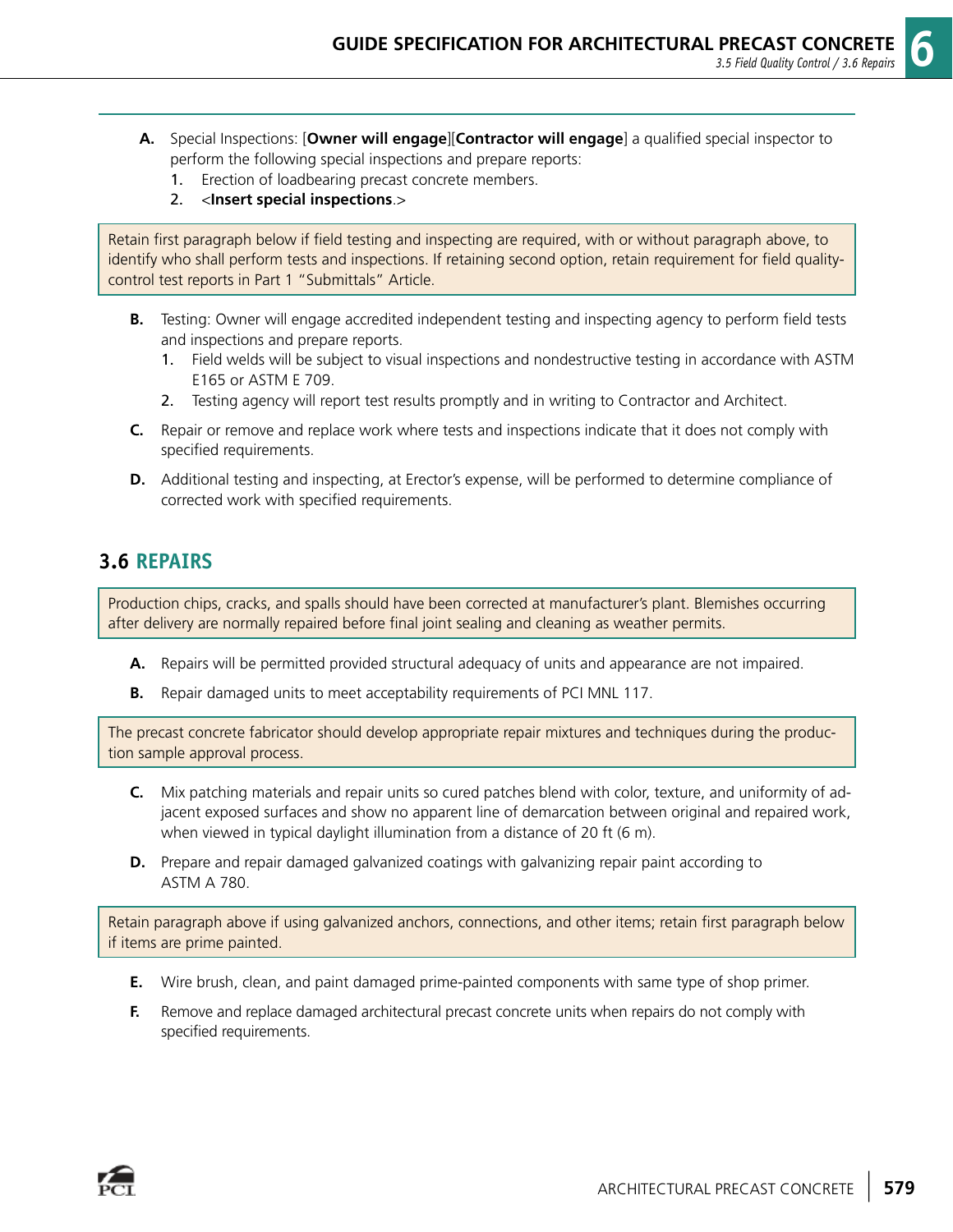A. Special Inspections: [**Owner will engage**][**Contractor will engage**] a qualified special inspector to perform the following special inspections and prepare reports:
   1. Erection of loadbearing precast concrete members.
   2. <**Insert special inspections**.>

> Retain first paragraph below if field testing and inspecting are required, with or without paragraph above, to identify who shall perform tests and inspections. If retaining second option, retain requirement for field quality-control test reports in Part 1 "Submittals" Article.

B. Testing: Owner will engage accredited independent testing and inspecting agency to perform field tests and inspections and prepare reports.
   1. Field welds will be subject to visual inspections and nondestructive testing in accordance with ASTM E165 or ASTM E 709.
   2. Testing agency will report test results promptly and in writing to Contractor and Architect.

C. Repair or remove and replace work where tests and inspections indicate that it does not comply with specified requirements.

D. Additional testing and inspecting, at Erector's expense, will be performed to determine compliance of corrected work with specified requirements.

## 3.6 REPAIRS

> Production chips, cracks, and spalls should have been corrected at manufacturer's plant. Blemishes occurring after delivery are normally repaired before final joint sealing and cleaning as weather permits.

A. Repairs will be permitted provided structural adequacy of units and appearance are not impaired.

B. Repair damaged units to meet acceptability requirements of PCI MNL 117.

> The precast concrete fabricator should develop appropriate repair mixtures and techniques during the production sample approval process.

C. Mix patching materials and repair units so cured patches blend with color, texture, and uniformity of adjacent exposed surfaces and show no apparent line of demarcation between original and repaired work, when viewed in typical daylight illumination from a distance of 20 ft (6 m).

D. Prepare and repair damaged galvanized coatings with galvanizing repair paint according to ASTM A 780.

> Retain paragraph above if using galvanized anchors, connections, and other items; retain first paragraph below if items are prime painted.

E. Wire brush, clean, and paint damaged prime-painted components with same type of shop primer.

F. Remove and replace damaged architectural precast concrete units when repairs do not comply with specified requirements.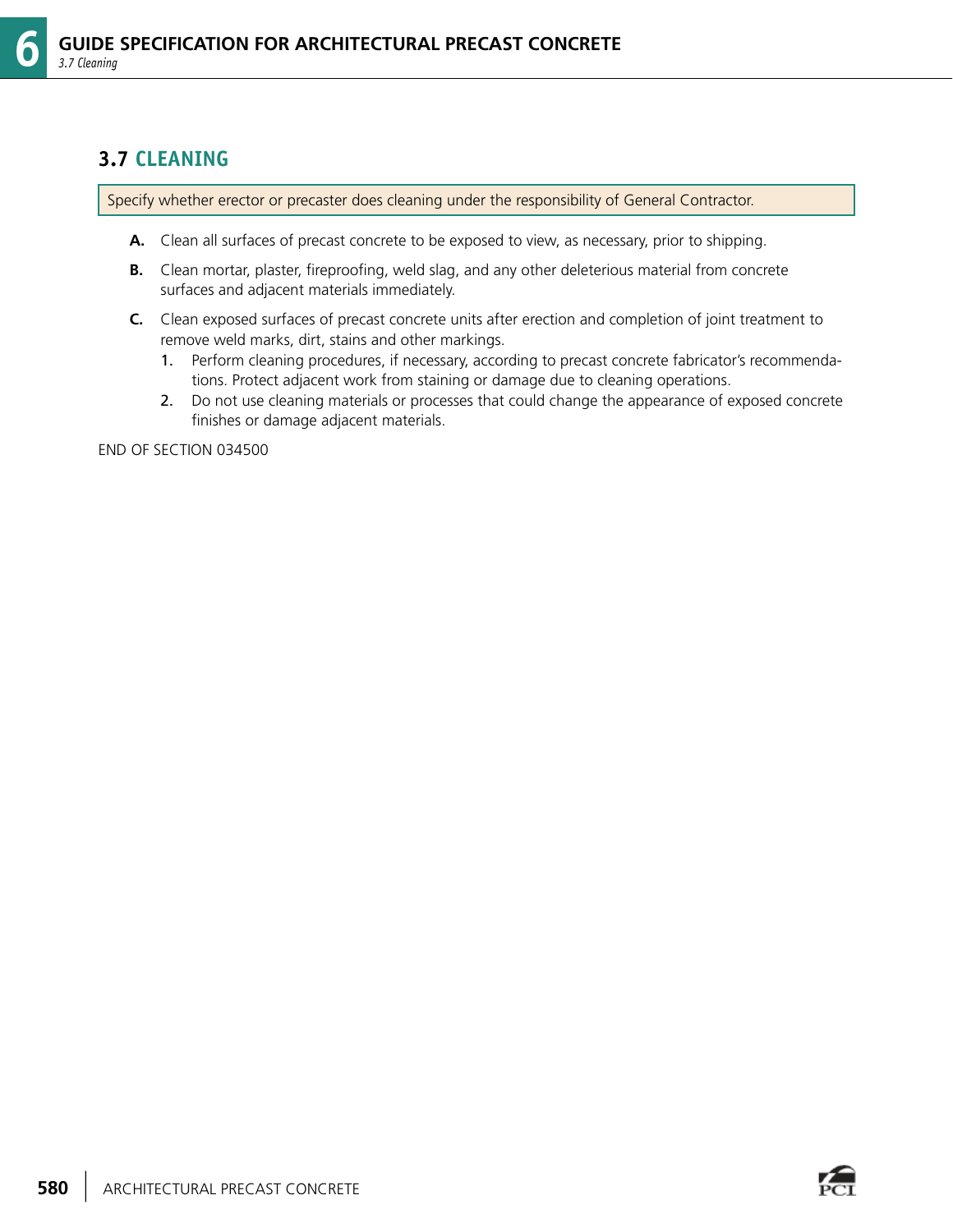## 3.7 CLEANING

Specify whether erector or precaster does cleaning under the responsibility of General Contractor.

**A.** Clean all surfaces of precast concrete to be exposed to view, as necessary, prior to shipping.

**B.** Clean mortar, plaster, fireproofing, weld slag, and any other deleterious material from concrete surfaces and adjacent materials immediately.

**C.** Clean exposed surfaces of precast concrete units after erection and completion of joint treatment to remove weld marks, dirt, stains and other markings.

1. Perform cleaning procedures, if necessary, according to precast concrete fabricator's recommendations. Protect adjacent work from staining or damage due to cleaning operations.
2. Do not use cleaning materials or processes that could change the appearance of exposed concrete finishes or damage adjacent materials.

END OF SECTION 034500